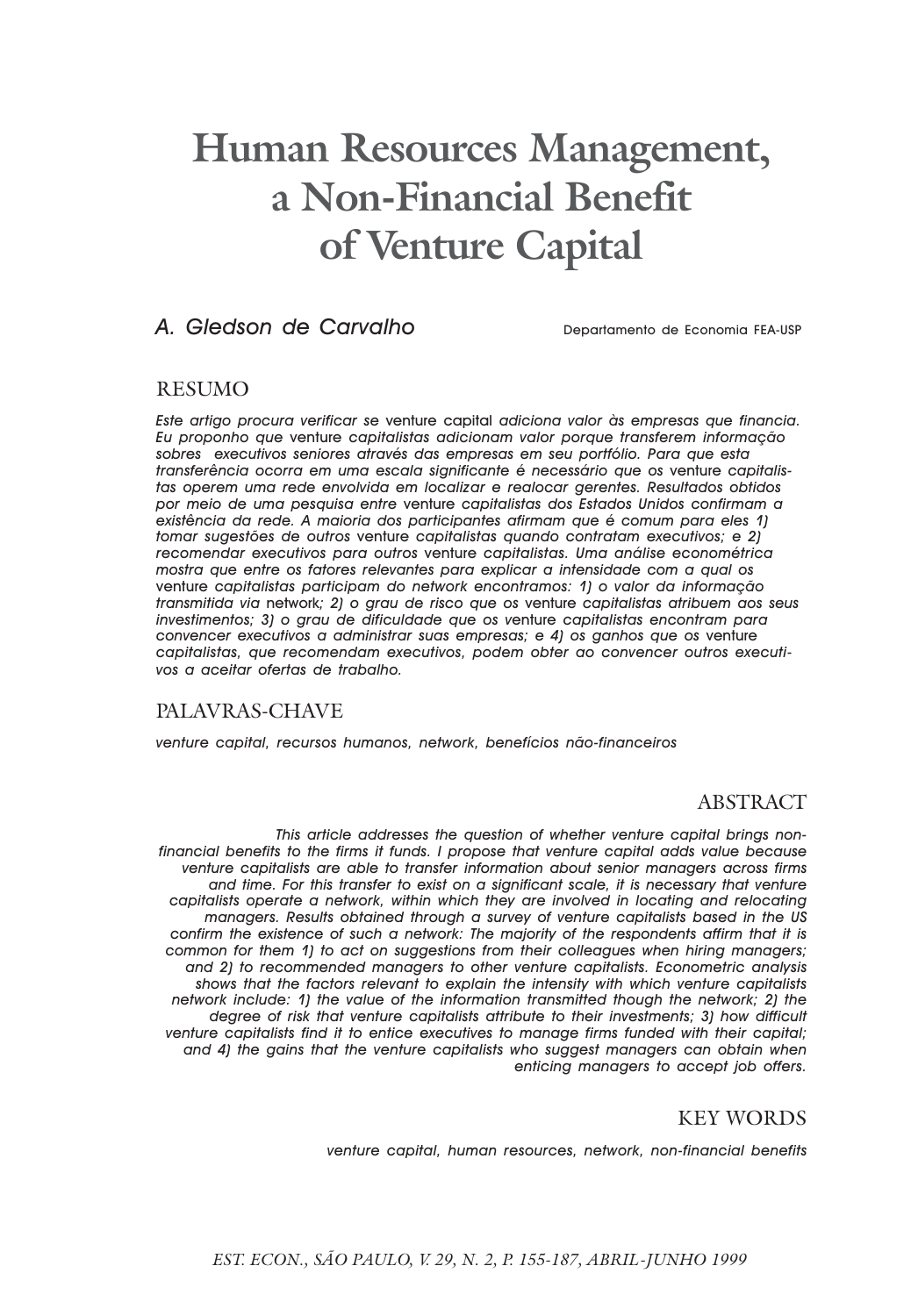# Human Resources Management, a Non-Financial Benefit of Venture Capital

*A. Gledson de Carvalho* — Departamento de Economia FEA-USP

## RESUMO

*Este artigo procura verificar se* venture capital *adiciona valor às empresas que financia. Eu proponho que* venture *capitalistas adicionam valor porque transferem informação sobres executivos seniores através das empresas em seu portfólio. Para que esta transferência ocorra em uma escala significante é necessário que os* venture *capitalistas operem uma rede envolvida em localizar e realocar gerentes. Resultados obtidos por meio de uma pesquisa entre* venture *capitalistas dos Estados Unidos confirmam a existência da rede. A maioria dos participantes afirmam que é comum para eles 1) tomar sugestões de outros* venture *capitalistas quando contratam executivos; e 2) recomendar executivos para outros* venture *capitalistas. Uma análise econométrica mostra que entre os fatores relevantes para explicar a intensidade com a qual os* venture *capitalistas participam do network encontramos: 1) o valor da informação transmitida via* network*; 2) o grau de risco que os* venture *capitalistas atribuem aos seus investimentos; 3) o grau de dificuldade que os* venture *capitalistas encontram para convencer executivos a administrar suas empresas; e 4) os ganhos que os* venture *capitalistas, que recomendam executivos, podem obter ao convencer outros executivos a aceitar ofertas de trabalho.*

## PALAVRAS-CHAVE

*venture capital, recursos humanos, network, benefícios não-financeiros*

## ABSTRACT

*This article addresses the question of whether venture capital brings non-financial benefits to the firms it funds. I propose that venture capital adds value because venture capitalists are able to transfer information about senior managers across firms and time. For this transfer to exist on a significant scale, it is necessary that venture capitalists operate a network, within which they are involved in locating and relocating managers. Results obtained through a survey of venture capitalists based in the US confirm the existence of such a network: The majority of the respondents affirm that it is common for them 1) to act on suggestions from their colleagues when hiring managers; and 2) to recommended managers to other venture capitalists. Econometric analysis shows that the factors relevant to explain the intensity with which venture capitalists network include: 1) the value of the information transmitted though the network; 2) the degree of risk that venture capitalists attribute to their investments; 3) how difficult venture capitalists find it to entice executives to manage firms funded with their capital; and 4) the gains that the venture capitalists who suggest managers can obtain when enticing managers to accept job offers.*

## KEY WORDS

*venture capital, human resources, network, non-financial benefits*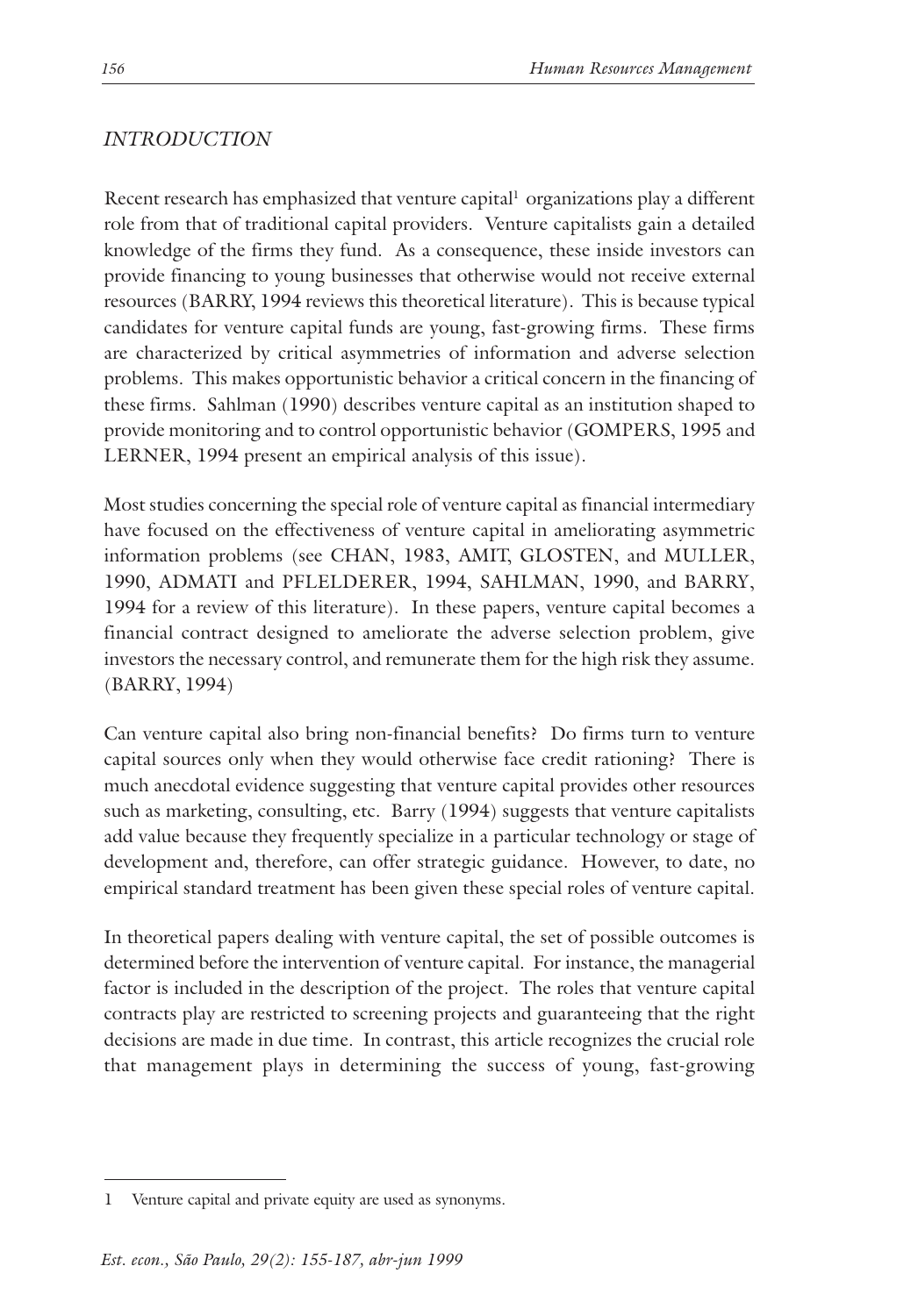## *INTRODUCTION*

Recent research has emphasized that venture capital[1] organizations play a different role from that of traditional capital providers. Venture capitalists gain a detailed knowledge of the firms they fund. As a consequence, these inside investors can provide financing to young businesses that otherwise would not receive external resources (BARRY, 1994 reviews this theoretical literature). This is because typical candidates for venture capital funds are young, fast-growing firms. These firms are characterized by critical asymmetries of information and adverse selection problems. This makes opportunistic behavior a critical concern in the financing of these firms. Sahlman (1990) describes venture capital as an institution shaped to provide monitoring and to control opportunistic behavior (GOMPERS, 1995 and LERNER, 1994 present an empirical analysis of this issue).

Most studies concerning the special role of venture capital as financial intermediary have focused on the effectiveness of venture capital in ameliorating asymmetric information problems (see CHAN, 1983, AMIT, GLOSTEN, and MULLER, 1990, ADMATI and PFLELDERER, 1994, SAHLMAN, 1990, and BARRY, 1994 for a review of this literature). In these papers, venture capital becomes a financial contract designed to ameliorate the adverse selection problem, give investors the necessary control, and remunerate them for the high risk they assume. (BARRY, 1994)

Can venture capital also bring non-financial benefits? Do firms turn to venture capital sources only when they would otherwise face credit rationing? There is much anecdotal evidence suggesting that venture capital provides other resources such as marketing, consulting, etc. Barry (1994) suggests that venture capitalists add value because they frequently specialize in a particular technology or stage of development and, therefore, can offer strategic guidance. However, to date, no empirical standard treatment has been given these special roles of venture capital.

In theoretical papers dealing with venture capital, the set of possible outcomes is determined before the intervention of venture capital. For instance, the managerial factor is included in the description of the project. The roles that venture capital contracts play are restricted to screening projects and guaranteeing that the right decisions are made in due time. In contrast, this article recognizes the crucial role that management plays in determining the success of young, fast-growing

[1] Venture capital and private equity are used as synonyms.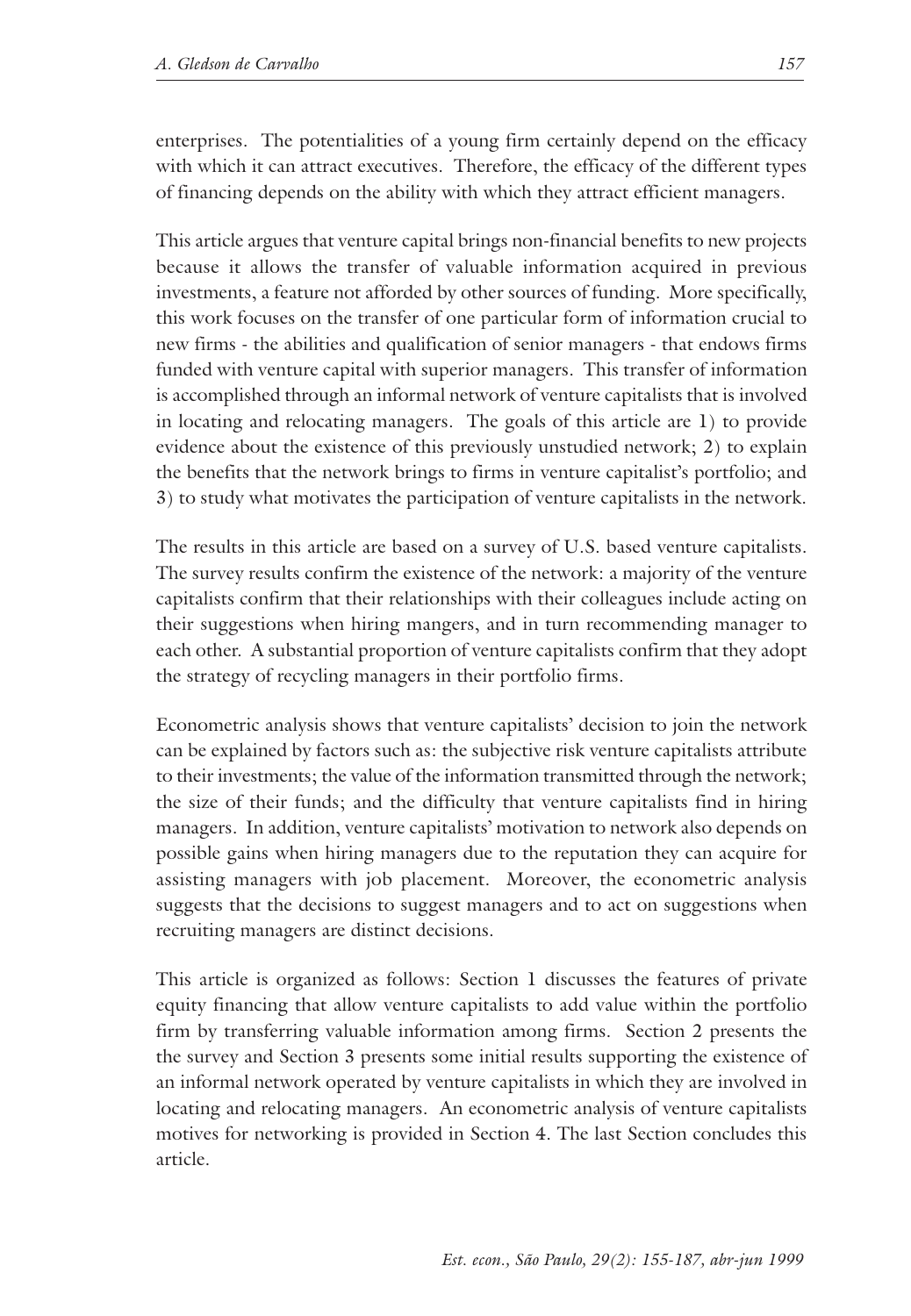enterprises. The potentialities of a young firm certainly depend on the efficacy with which it can attract executives. Therefore, the efficacy of the different types of financing depends on the ability with which they attract efficient managers.

This article argues that venture capital brings non-financial benefits to new projects because it allows the transfer of valuable information acquired in previous investments, a feature not afforded by other sources of funding. More specifically, this work focuses on the transfer of one particular form of information crucial to new firms - the abilities and qualification of senior managers - that endows firms funded with venture capital with superior managers. This transfer of information is accomplished through an informal network of venture capitalists that is involved in locating and relocating managers. The goals of this article are 1) to provide evidence about the existence of this previously unstudied network; 2) to explain the benefits that the network brings to firms in venture capitalist's portfolio; and 3) to study what motivates the participation of venture capitalists in the network.

The results in this article are based on a survey of U.S. based venture capitalists. The survey results confirm the existence of the network: a majority of the venture capitalists confirm that their relationships with their colleagues include acting on their suggestions when hiring mangers, and in turn recommending manager to each other. A substantial proportion of venture capitalists confirm that they adopt the strategy of recycling managers in their portfolio firms.

Econometric analysis shows that venture capitalists' decision to join the network can be explained by factors such as: the subjective risk venture capitalists attribute to their investments; the value of the information transmitted through the network; the size of their funds; and the difficulty that venture capitalists find in hiring managers. In addition, venture capitalists' motivation to network also depends on possible gains when hiring managers due to the reputation they can acquire for assisting managers with job placement. Moreover, the econometric analysis suggests that the decisions to suggest managers and to act on suggestions when recruiting managers are distinct decisions.

This article is organized as follows: Section 1 discusses the features of private equity financing that allow venture capitalists to add value within the portfolio firm by transferring valuable information among firms. Section 2 presents the the survey and Section 3 presents some initial results supporting the existence of an informal network operated by venture capitalists in which they are involved in locating and relocating managers. An econometric analysis of venture capitalists motives for networking is provided in Section 4. The last Section concludes this article.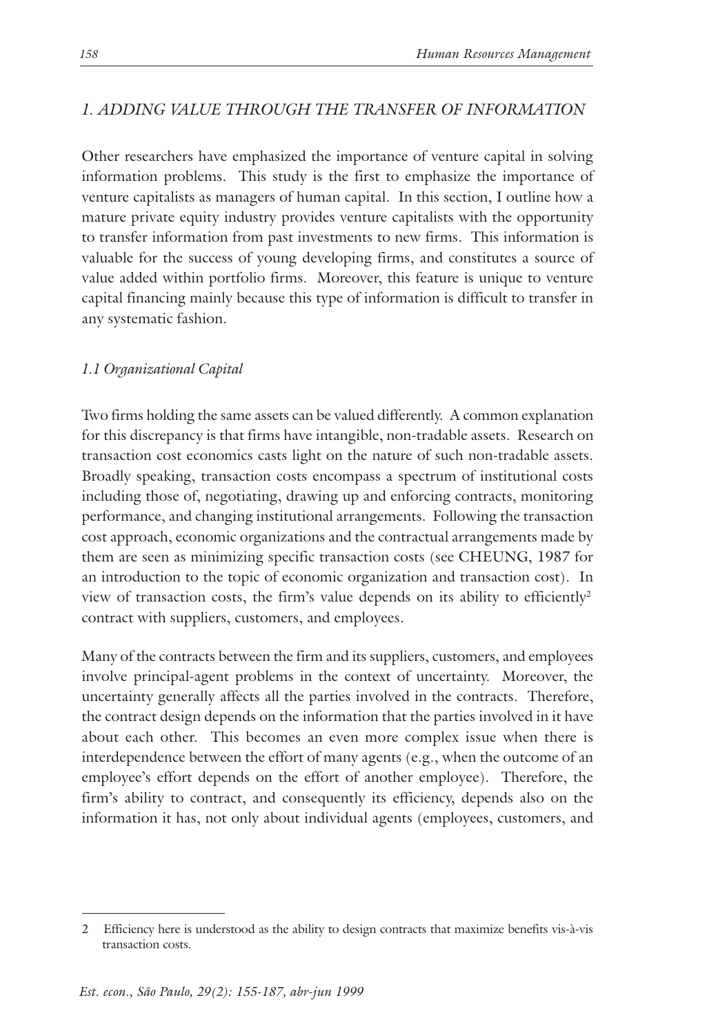## *1. ADDING VALUE THROUGH THE TRANSFER OF INFORMATION*

Other researchers have emphasized the importance of venture capital in solving information problems. This study is the first to emphasize the importance of venture capitalists as managers of human capital. In this section, I outline how a mature private equity industry provides venture capitalists with the opportunity to transfer information from past investments to new firms. This information is valuable for the success of young developing firms, and constitutes a source of value added within portfolio firms. Moreover, this feature is unique to venture capital financing mainly because this type of information is difficult to transfer in any systematic fashion.

### *1.1 Organizational Capital*

Two firms holding the same assets can be valued differently. A common explanation for this discrepancy is that firms have intangible, non-tradable assets. Research on transaction cost economics casts light on the nature of such non-tradable assets. Broadly speaking, transaction costs encompass a spectrum of institutional costs including those of, negotiating, drawing up and enforcing contracts, monitoring performance, and changing institutional arrangements. Following the transaction cost approach, economic organizations and the contractual arrangements made by them are seen as minimizing specific transaction costs (see CHEUNG, 1987 for an introduction to the topic of economic organization and transaction cost). In view of transaction costs, the firm's value depends on its ability to efficiently[2] contract with suppliers, customers, and employees.

Many of the contracts between the firm and its suppliers, customers, and employees involve principal-agent problems in the context of uncertainty. Moreover, the uncertainty generally affects all the parties involved in the contracts. Therefore, the contract design depends on the information that the parties involved in it have about each other. This becomes an even more complex issue when there is interdependence between the effort of many agents (e.g., when the outcome of an employee's effort depends on the effort of another employee). Therefore, the firm's ability to contract, and consequently its efficiency, depends also on the information it has, not only about individual agents (employees, customers, and

---

2 Efficiency here is understood as the ability to design contracts that maximize benefits vis-à-vis transaction costs.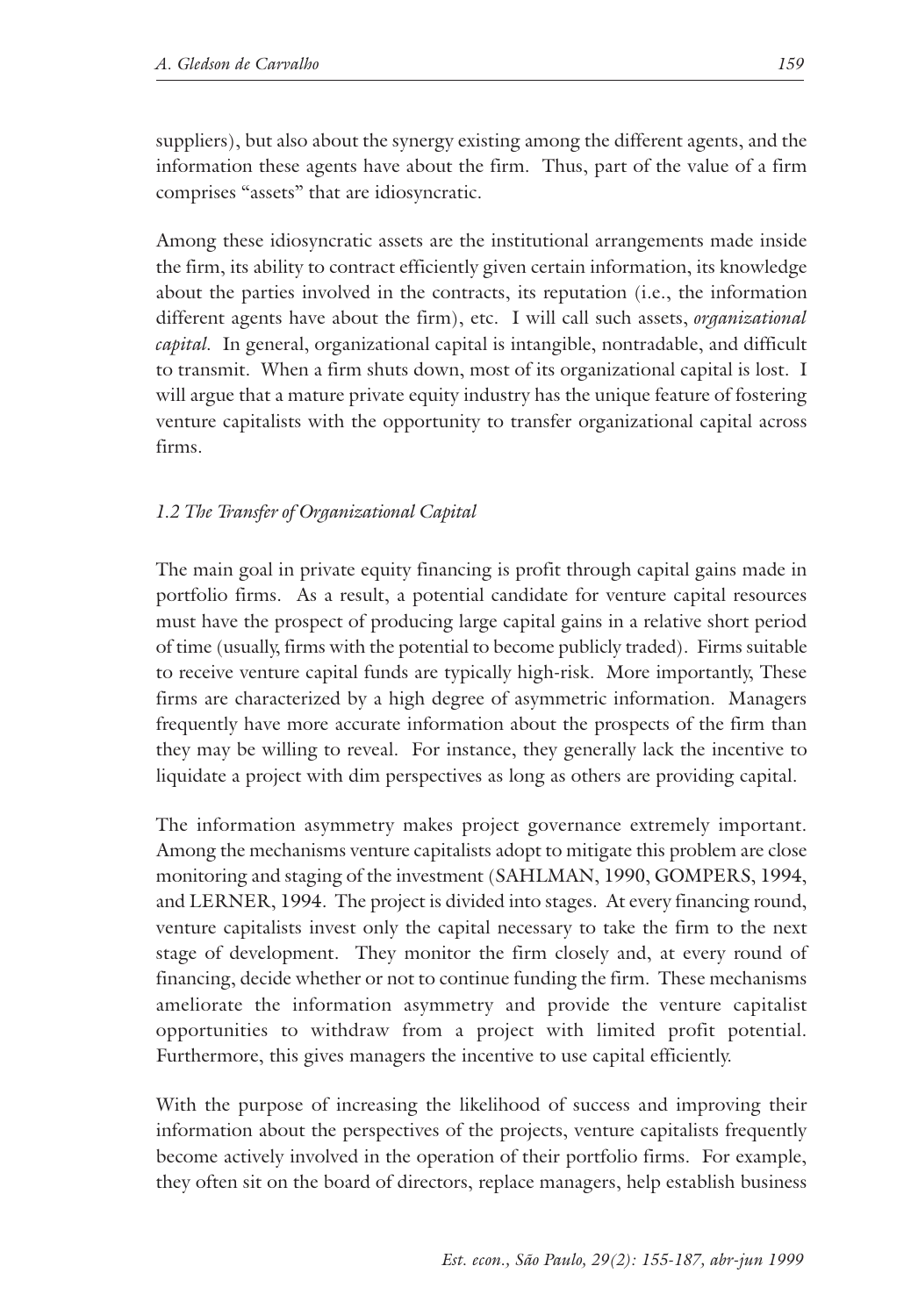suppliers), but also about the synergy existing among the different agents, and the information these agents have about the firm. Thus, part of the value of a firm comprises "assets" that are idiosyncratic.

Among these idiosyncratic assets are the institutional arrangements made inside the firm, its ability to contract efficiently given certain information, its knowledge about the parties involved in the contracts, its reputation (i.e., the information different agents have about the firm), etc. I will call such assets, *organizational capital*. In general, organizational capital is intangible, nontradable, and difficult to transmit. When a firm shuts down, most of its organizational capital is lost. I will argue that a mature private equity industry has the unique feature of fostering venture capitalists with the opportunity to transfer organizational capital across firms.

### *1.2 The Transfer of Organizational Capital*

The main goal in private equity financing is profit through capital gains made in portfolio firms. As a result, a potential candidate for venture capital resources must have the prospect of producing large capital gains in a relative short period of time (usually, firms with the potential to become publicly traded). Firms suitable to receive venture capital funds are typically high-risk. More importantly, These firms are characterized by a high degree of asymmetric information. Managers frequently have more accurate information about the prospects of the firm than they may be willing to reveal. For instance, they generally lack the incentive to liquidate a project with dim perspectives as long as others are providing capital.

The information asymmetry makes project governance extremely important. Among the mechanisms venture capitalists adopt to mitigate this problem are close monitoring and staging of the investment (SAHLMAN, 1990, GOMPERS, 1994, and LERNER, 1994. The project is divided into stages. At every financing round, venture capitalists invest only the capital necessary to take the firm to the next stage of development. They monitor the firm closely and, at every round of financing, decide whether or not to continue funding the firm. These mechanisms ameliorate the information asymmetry and provide the venture capitalist opportunities to withdraw from a project with limited profit potential. Furthermore, this gives managers the incentive to use capital efficiently.

With the purpose of increasing the likelihood of success and improving their information about the perspectives of the projects, venture capitalists frequently become actively involved in the operation of their portfolio firms. For example, they often sit on the board of directors, replace managers, help establish business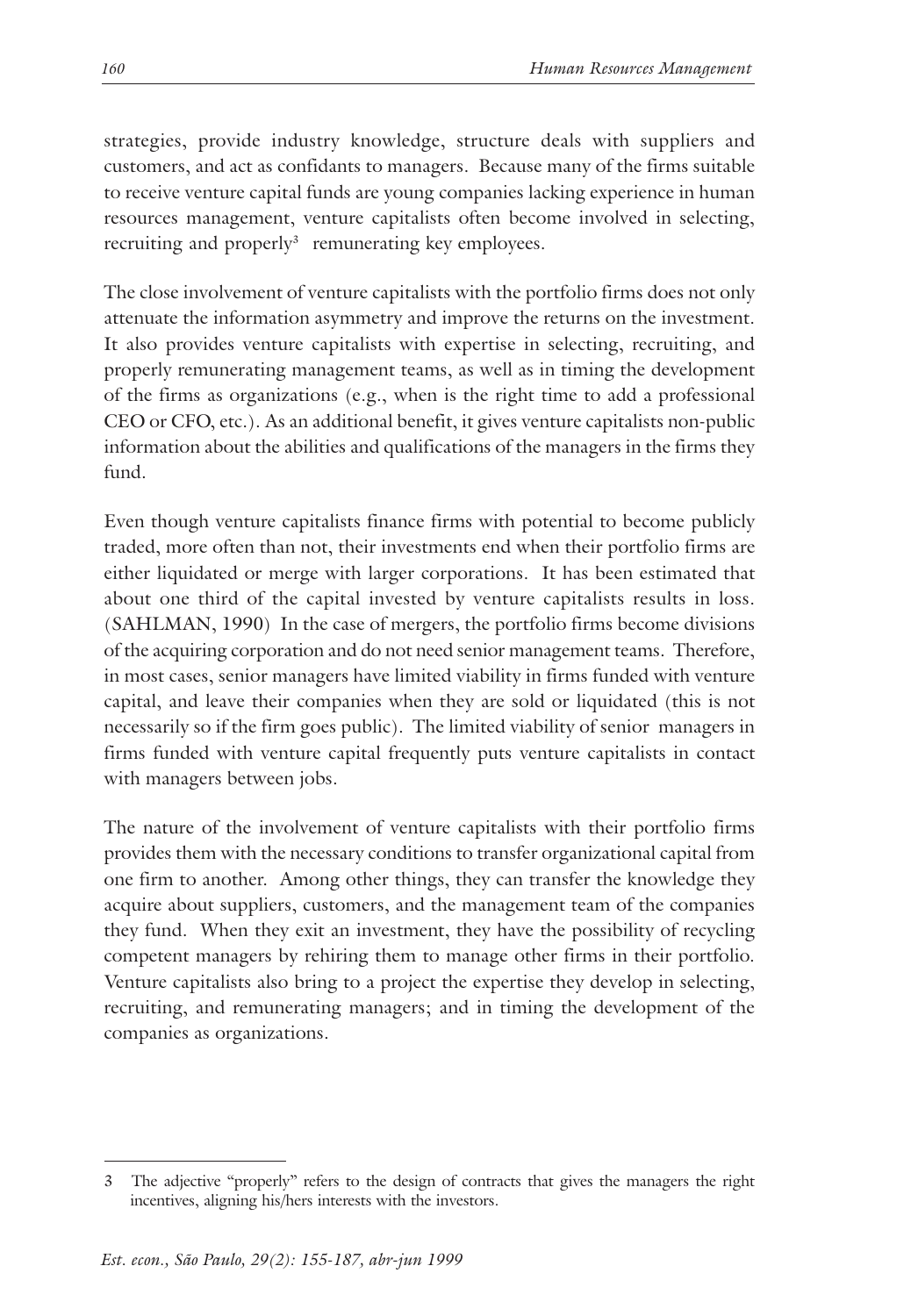strategies, provide industry knowledge, structure deals with suppliers and customers, and act as confidants to managers. Because many of the firms suitable to receive venture capital funds are young companies lacking experience in human resources management, venture capitalists often become involved in selecting, recruiting and properly[3] remunerating key employees.

The close involvement of venture capitalists with the portfolio firms does not only attenuate the information asymmetry and improve the returns on the investment. It also provides venture capitalists with expertise in selecting, recruiting, and properly remunerating management teams, as well as in timing the development of the firms as organizations (e.g., when is the right time to add a professional CEO or CFO, etc.). As an additional benefit, it gives venture capitalists non-public information about the abilities and qualifications of the managers in the firms they fund.

Even though venture capitalists finance firms with potential to become publicly traded, more often than not, their investments end when their portfolio firms are either liquidated or merge with larger corporations. It has been estimated that about one third of the capital invested by venture capitalists results in loss. (SAHLMAN, 1990) In the case of mergers, the portfolio firms become divisions of the acquiring corporation and do not need senior management teams. Therefore, in most cases, senior managers have limited viability in firms funded with venture capital, and leave their companies when they are sold or liquidated (this is not necessarily so if the firm goes public). The limited viability of senior managers in firms funded with venture capital frequently puts venture capitalists in contact with managers between jobs.

The nature of the involvement of venture capitalists with their portfolio firms provides them with the necessary conditions to transfer organizational capital from one firm to another. Among other things, they can transfer the knowledge they acquire about suppliers, customers, and the management team of the companies they fund. When they exit an investment, they have the possibility of recycling competent managers by rehiring them to manage other firms in their portfolio. Venture capitalists also bring to a project the expertise they develop in selecting, recruiting, and remunerating managers; and in timing the development of the companies as organizations.

---

3 The adjective "properly" refers to the design of contracts that gives the managers the right incentives, aligning his/hers interests with the investors.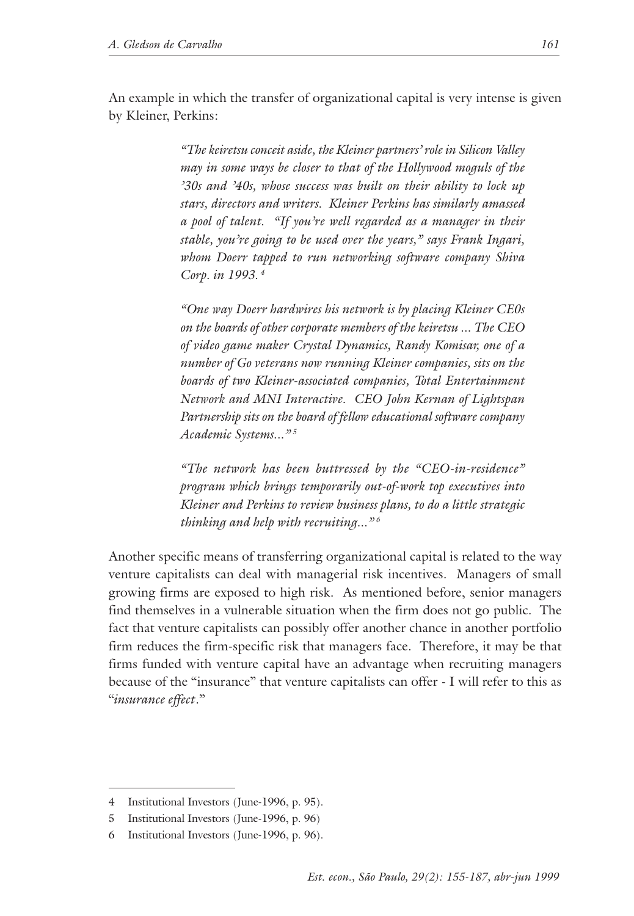An example in which the transfer of organizational capital is very intense is given by Kleiner, Perkins:

> *"The keiretsu conceit aside, the Kleiner partners' role in Silicon Valley may in some ways be closer to that of the Hollywood moguls of the '30s and '40s, whose success was built on their ability to lock up stars, directors and writers. Kleiner Perkins has similarly amassed a pool of talent. "If you're well regarded as a manager in their stable, you're going to be used over the years," says Frank Ingari, whom Doerr tapped to run networking software company Shiva Corp. in 1993.*[4]

> *"One way Doerr hardwires his network is by placing Kleiner CE0s on the boards of other corporate members of the keiretsu ... The CEO of video game maker Crystal Dynamics, Randy Komisar, one of a number of Go veterans now running Kleiner companies, sits on the boards of two Kleiner-associated companies, Total Entertainment Network and MNI Interactive. CEO John Kernan of Lightspan Partnership sits on the board of fellow educational software company Academic Systems..."*[5]

> *"The network has been buttressed by the "CEO-in-residence" program which brings temporarily out-of-work top executives into Kleiner and Perkins to review business plans, to do a little strategic thinking and help with recruiting..."*[6]

Another specific means of transferring organizational capital is related to the way venture capitalists can deal with managerial risk incentives. Managers of small growing firms are exposed to high risk. As mentioned before, senior managers find themselves in a vulnerable situation when the firm does not go public. The fact that venture capitalists can possibly offer another chance in another portfolio firm reduces the firm-specific risk that managers face. Therefore, it may be that firms funded with venture capital have an advantage when recruiting managers because of the "insurance" that venture capitalists can offer - I will refer to this as "*insurance effect*."

---

4 Institutional Investors (June-1996, p. 95).

5 Institutional Investors (June-1996, p. 96)

6 Institutional Investors (June-1996, p. 96).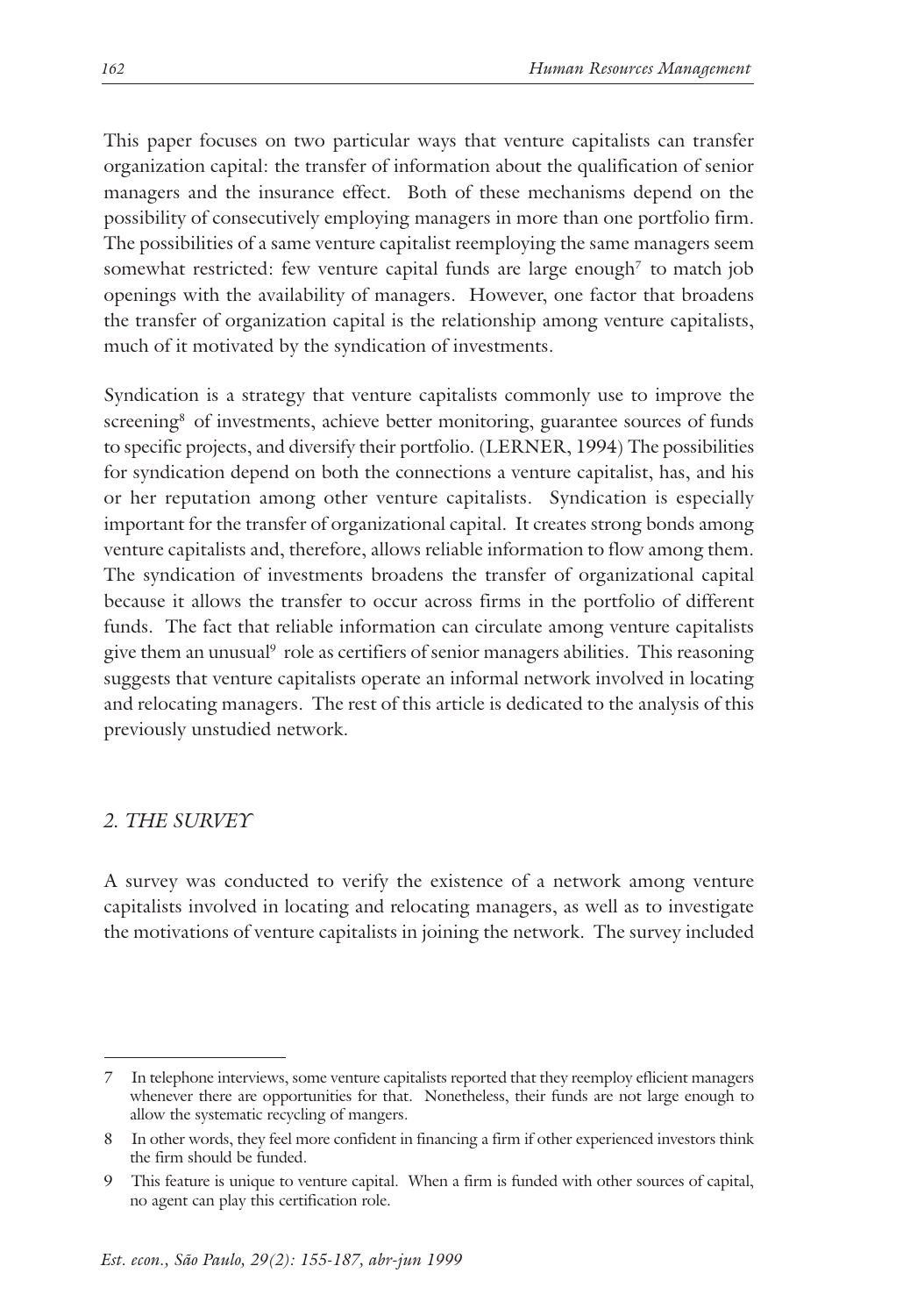This paper focuses on two particular ways that venture capitalists can transfer organization capital: the transfer of information about the qualification of senior managers and the insurance effect. Both of these mechanisms depend on the possibility of consecutively employing managers in more than one portfolio firm. The possibilities of a same venture capitalist reemploying the same managers seem somewhat restricted: few venture capital funds are large enough[7] to match job openings with the availability of managers. However, one factor that broadens the transfer of organization capital is the relationship among venture capitalists, much of it motivated by the syndication of investments.

Syndication is a strategy that venture capitalists commonly use to improve the screening[8] of investments, achieve better monitoring, guarantee sources of funds to specific projects, and diversify their portfolio. (LERNER, 1994) The possibilities for syndication depend on both the connections a venture capitalist, has, and his or her reputation among other venture capitalists. Syndication is especially important for the transfer of organizational capital. It creates strong bonds among venture capitalists and, therefore, allows reliable information to flow among them. The syndication of investments broadens the transfer of organizational capital because it allows the transfer to occur across firms in the portfolio of different funds. The fact that reliable information can circulate among venture capitalists give them an unusual[9] role as certifiers of senior managers abilities. This reasoning suggests that venture capitalists operate an informal network involved in locating and relocating managers. The rest of this article is dedicated to the analysis of this previously unstudied network.

## *2. THE SURVEY*

A survey was conducted to verify the existence of a network among venture capitalists involved in locating and relocating managers, as well as to investigate the motivations of venture capitalists in joining the network. The survey included

---

7 In telephone interviews, some venture capitalists reported that they reemploy eficient managers whenever there are opportunities for that. Nonetheless, their funds are not large enough to allow the systematic recycling of mangers.

8 In other words, they feel more confident in financing a firm if other experienced investors think the firm should be funded.

9 This feature is unique to venture capital. When a firm is funded with other sources of capital, no agent can play this certification role.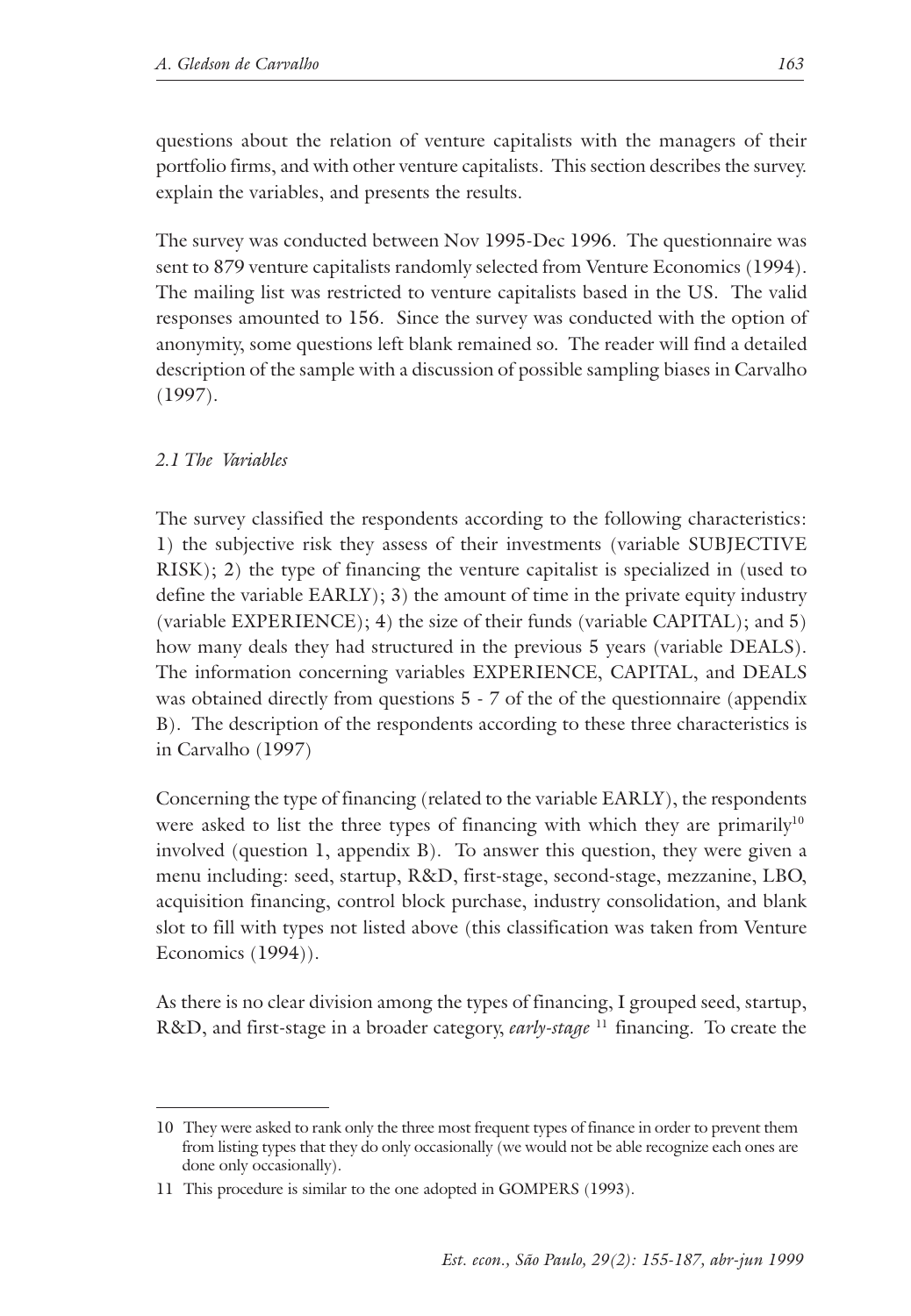questions about the relation of venture capitalists with the managers of their portfolio firms, and with other venture capitalists. This section describes the survey. explain the variables, and presents the results.

The survey was conducted between Nov 1995-Dec 1996. The questionnaire was sent to 879 venture capitalists randomly selected from Venture Economics (1994). The mailing list was restricted to venture capitalists based in the US. The valid responses amounted to 156. Since the survey was conducted with the option of anonymity, some questions left blank remained so. The reader will find a detailed description of the sample with a discussion of possible sampling biases in Carvalho (1997).

### *2.1 The Variables*

The survey classified the respondents according to the following characteristics: 1) the subjective risk they assess of their investments (variable SUBJECTIVE RISK); 2) the type of financing the venture capitalist is specialized in (used to define the variable EARLY); 3) the amount of time in the private equity industry (variable EXPERIENCE); 4) the size of their funds (variable CAPITAL); and 5) how many deals they had structured in the previous 5 years (variable DEALS). The information concerning variables EXPERIENCE, CAPITAL, and DEALS was obtained directly from questions 5 - 7 of the of the questionnaire (appendix B). The description of the respondents according to these three characteristics is in Carvalho (1997)

Concerning the type of financing (related to the variable EARLY), the respondents were asked to list the three types of financing with which they are primarily[10] involved (question 1, appendix B). To answer this question, they were given a menu including: seed, startup, R&D, first-stage, second-stage, mezzanine, LBO, acquisition financing, control block purchase, industry consolidation, and blank slot to fill with types not listed above (this classification was taken from Venture Economics (1994)).

As there is no clear division among the types of financing, I grouped seed, startup, R&D, and first-stage in a broader category, *early-stage* [11] financing. To create the

---

10 They were asked to rank only the three most frequent types of finance in order to prevent them from listing types that they do only occasionally (we would not be able recognize each ones are done only occasionally).

11 This procedure is similar to the one adopted in GOMPERS (1993).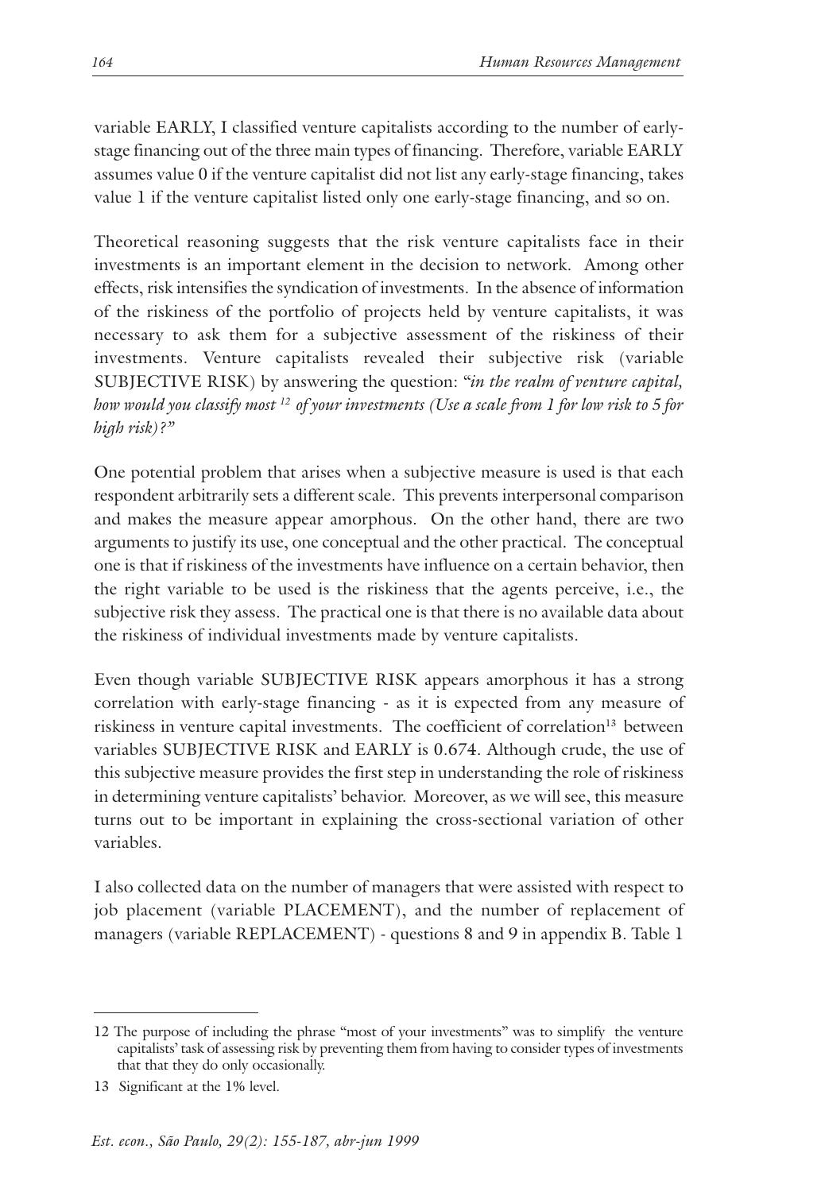variable EARLY, I classified venture capitalists according to the number of early-stage financing out of the three main types of financing. Therefore, variable EARLY assumes value 0 if the venture capitalist did not list any early-stage financing, takes value 1 if the venture capitalist listed only one early-stage financing, and so on.

Theoretical reasoning suggests that the risk venture capitalists face in their investments is an important element in the decision to network. Among other effects, risk intensifies the syndication of investments. In the absence of information of the riskiness of the portfolio of projects held by venture capitalists, it was necessary to ask them for a subjective assessment of the riskiness of their investments. Venture capitalists revealed their subjective risk (variable SUBJECTIVE RISK) by answering the question: "*in the realm of venture capital, how would you classify most* [12] *of your investments (Use a scale from 1 for low risk to 5 for high risk)?"*

One potential problem that arises when a subjective measure is used is that each respondent arbitrarily sets a different scale. This prevents interpersonal comparison and makes the measure appear amorphous. On the other hand, there are two arguments to justify its use, one conceptual and the other practical. The conceptual one is that if riskiness of the investments have influence on a certain behavior, then the right variable to be used is the riskiness that the agents perceive, i.e., the subjective risk they assess. The practical one is that there is no available data about the riskiness of individual investments made by venture capitalists.

Even though variable SUBJECTIVE RISK appears amorphous it has a strong correlation with early-stage financing - as it is expected from any measure of riskiness in venture capital investments. The coefficient of correlation[13] between variables SUBJECTIVE RISK and EARLY is 0.674. Although crude, the use of this subjective measure provides the first step in understanding the role of riskiness in determining venture capitalists' behavior. Moreover, as we will see, this measure turns out to be important in explaining the cross-sectional variation of other variables.

I also collected data on the number of managers that were assisted with respect to job placement (variable PLACEMENT), and the number of replacement of managers (variable REPLACEMENT) - questions 8 and 9 in appendix B. Table 1

---

12 The purpose of including the phrase "most of your investments" was to simplify the venture capitalists' task of assessing risk by preventing them from having to consider types of investments that that they do only occasionally.

13 Significant at the 1% level.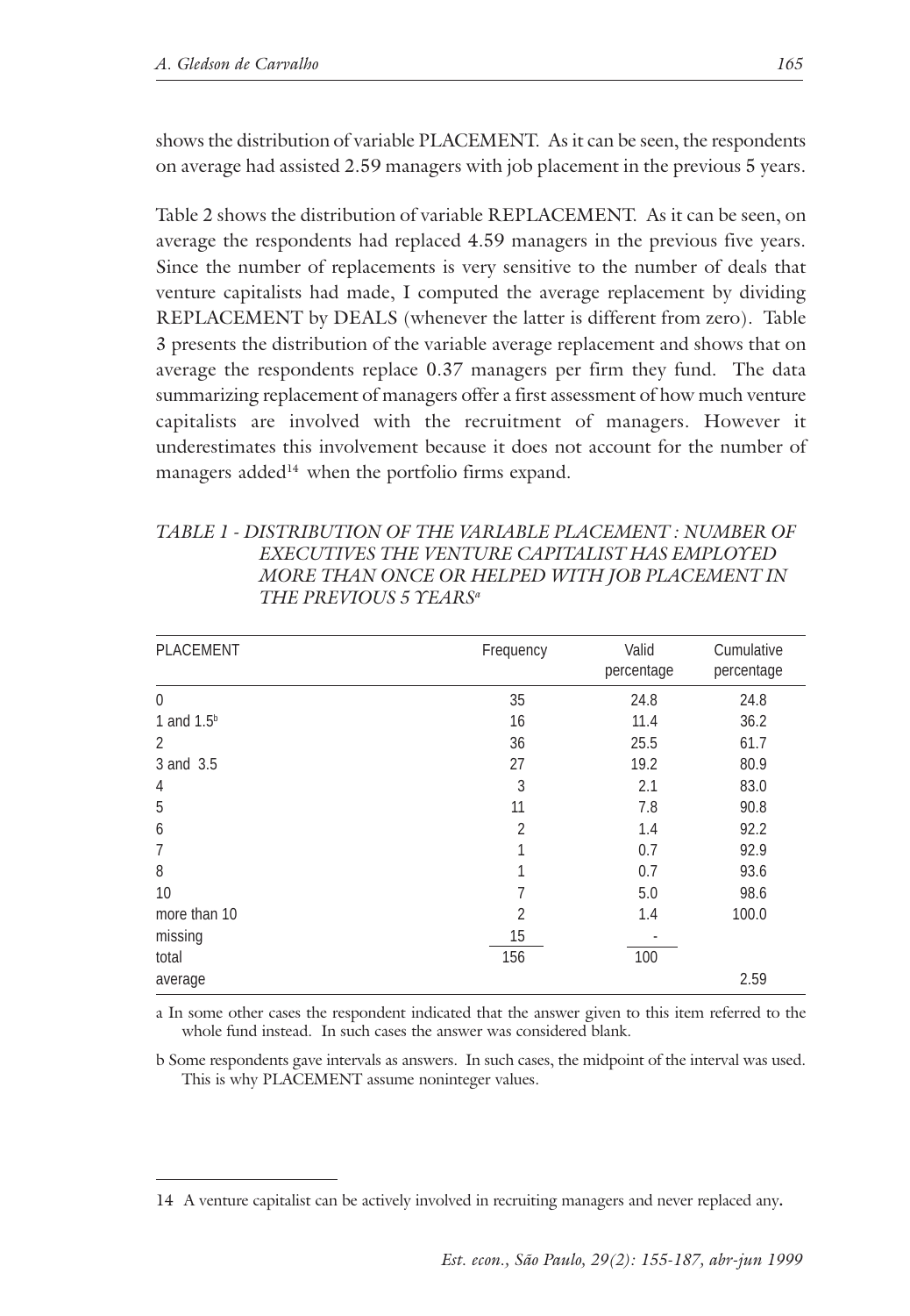shows the distribution of variable PLACEMENT. As it can be seen, the respondents on average had assisted 2.59 managers with job placement in the previous 5 years.

Table 2 shows the distribution of variable REPLACEMENT. As it can be seen, on average the respondents had replaced 4.59 managers in the previous five years. Since the number of replacements is very sensitive to the number of deals that venture capitalists had made, I computed the average replacement by dividing REPLACEMENT by DEALS (whenever the latter is different from zero). Table 3 presents the distribution of the variable average replacement and shows that on average the respondents replace 0.37 managers per firm they fund. The data summarizing replacement of managers offer a first assessment of how much venture capitalists are involved with the recruitment of managers. However it underestimates this involvement because it does not account for the number of managers added[14] when the portfolio firms expand.

*TABLE 1 - DISTRIBUTION OF THE VARIABLE PLACEMENT : NUMBER OF EXECUTIVES THE VENTURE CAPITALIST HAS EMPLOYED MORE THAN ONCE OR HELPED WITH JOB PLACEMENT IN THE PREVIOUS 5 YEARS[a]*

| PLACEMENT | Frequency | Valid percentage | Cumulative percentage |
|---|---|---|---|
| 0 | 35 | 24.8 | 24.8 |
| 1 and 1.5[b] | 16 | 11.4 | 36.2 |
| 2 | 36 | 25.5 | 61.7 |
| 3 and 3.5 | 27 | 19.2 | 80.9 |
| 4 | 3 | 2.1 | 83.0 |
| 5 | 11 | 7.8 | 90.8 |
| 6 | 2 | 1.4 | 92.2 |
| 7 | 1 | 0.7 | 92.9 |
| 8 | 1 | 0.7 | 93.6 |
| 10 | 7 | 5.0 | 98.6 |
| more than 10 | 2 | 1.4 | 100.0 |
| missing | 15 | - | |
| total | 156 | 100 | |
| average | | | 2.59 |

a In some other cases the respondent indicated that the answer given to this item referred to the whole fund instead. In such cases the answer was considered blank.

b Some respondents gave intervals as answers. In such cases, the midpoint of the interval was used. This is why PLACEMENT assume noninteger values.

14 A venture capitalist can be actively involved in recruiting managers and never replaced any.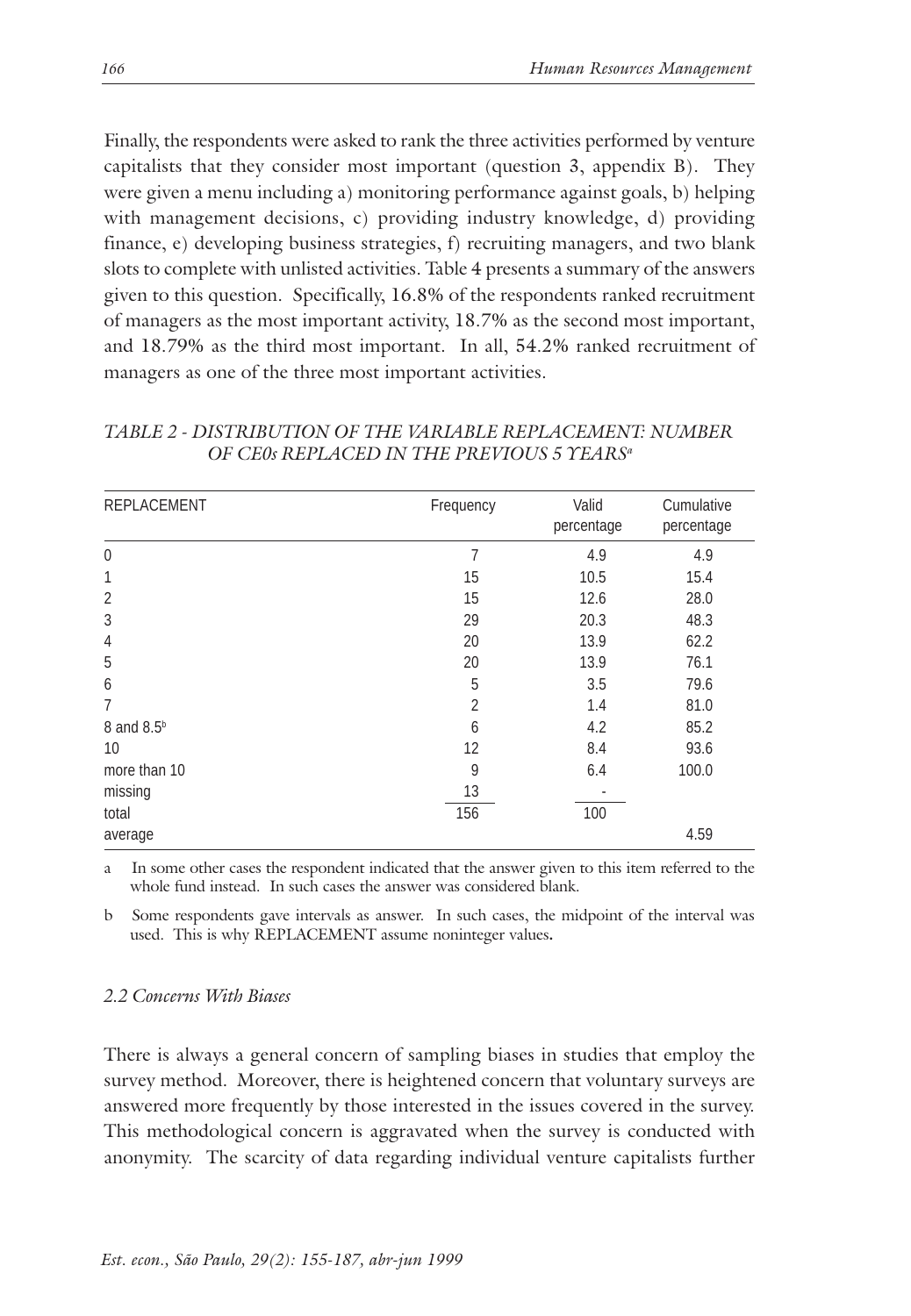Finally, the respondents were asked to rank the three activities performed by venture capitalists that they consider most important (question 3, appendix B). They were given a menu including a) monitoring performance against goals, b) helping with management decisions, c) providing industry knowledge, d) providing finance, e) developing business strategies, f) recruiting managers, and two blank slots to complete with unlisted activities. Table 4 presents a summary of the answers given to this question. Specifically, 16.8% of the respondents ranked recruitment of managers as the most important activity, 18.7% as the second most important, and 18.79% as the third most important. In all, 54.2% ranked recruitment of managers as one of the three most important activities.

*TABLE 2 - DISTRIBUTION OF THE VARIABLE REPLACEMENT: NUMBER OF CE0s REPLACED IN THE PREVIOUS 5 YEARS[a]*

| REPLACEMENT | Frequency | Valid percentage | Cumulative percentage |
|---|---|---|---|
| 0 | 7 | 4.9 | 4.9 |
| 1 | 15 | 10.5 | 15.4 |
| 2 | 15 | 12.6 | 28.0 |
| 3 | 29 | 20.3 | 48.3 |
| 4 | 20 | 13.9 | 62.2 |
| 5 | 20 | 13.9 | 76.1 |
| 6 | 5 | 3.5 | 79.6 |
| 7 | 2 | 1.4 | 81.0 |
| 8 and 8.5[b] | 6 | 4.2 | 85.2 |
| 10 | 12 | 8.4 | 93.6 |
| more than 10 | 9 | 6.4 | 100.0 |
| missing | 13 | - | |
| total | 156 | 100 | |
| average | | | 4.59 |

a In some other cases the respondent indicated that the answer given to this item referred to the whole fund instead. In such cases the answer was considered blank.

b Some respondents gave intervals as answer. In such cases, the midpoint of the interval was used. This is why REPLACEMENT assume noninteger values**.**

### *2.2 Concerns With Biases*

There is always a general concern of sampling biases in studies that employ the survey method. Moreover, there is heightened concern that voluntary surveys are answered more frequently by those interested in the issues covered in the survey. This methodological concern is aggravated when the survey is conducted with anonymity. The scarcity of data regarding individual venture capitalists further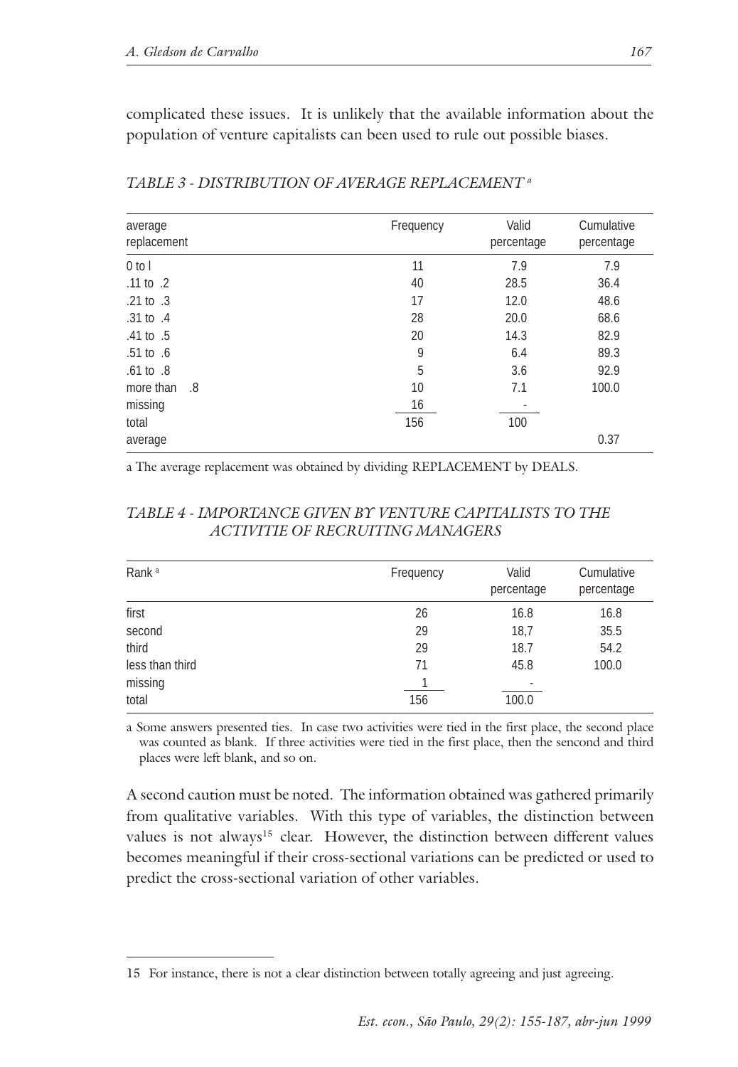complicated these issues. It is unlikely that the available information about the population of venture capitalists can been used to rule out possible biases.

*TABLE 3 - DISTRIBUTION OF AVERAGE REPLACEMENT [a]*

| average replacement | Frequency | Valid percentage | Cumulative percentage |
|---|---|---|---|
| 0 to l | 11 | 7.9 | 7.9 |
| .11 to .2 | 40 | 28.5 | 36.4 |
| .21 to .3 | 17 | 12.0 | 48.6 |
| .31 to .4 | 28 | 20.0 | 68.6 |
| .41 to .5 | 20 | 14.3 | 82.9 |
| .51 to .6 | 9 | 6.4 | 89.3 |
| .61 to .8 | 5 | 3.6 | 92.9 |
| more than .8 | 10 | 7.1 | 100.0 |
| missing | 16 | - | |
| total | 156 | 100 | |
| average | | | 0.37 |

a The average replacement was obtained by dividing REPLACEMENT by DEALS.

*TABLE 4 - IMPORTANCE GIVEN BY VENTURE CAPITALISTS TO THE ACTIVITIE OF RECRUITING MANAGERS*

| Rank [a] | Frequency | Valid percentage | Cumulative percentage |
|---|---|---|---|
| first | 26 | 16.8 | 16.8 |
| second | 29 | 18,7 | 35.5 |
| third | 29 | 18.7 | 54.2 |
| less than third | 71 | 45.8 | 100.0 |
| missing | 1 | - | |
| total | 156 | 100.0 | |

a Some answers presented ties. In case two activities were tied in the first place, the second place was counted as blank. If three activities were tied in the first place, then the sencond and third places were left blank, and so on.

A second caution must be noted. The information obtained was gathered primarily from qualitative variables. With this type of variables, the distinction between values is not always[15] clear. However, the distinction between different values becomes meaningful if their cross-sectional variations can be predicted or used to predict the cross-sectional variation of other variables.

15 For instance, there is not a clear distinction between totally agreeing and just agreeing.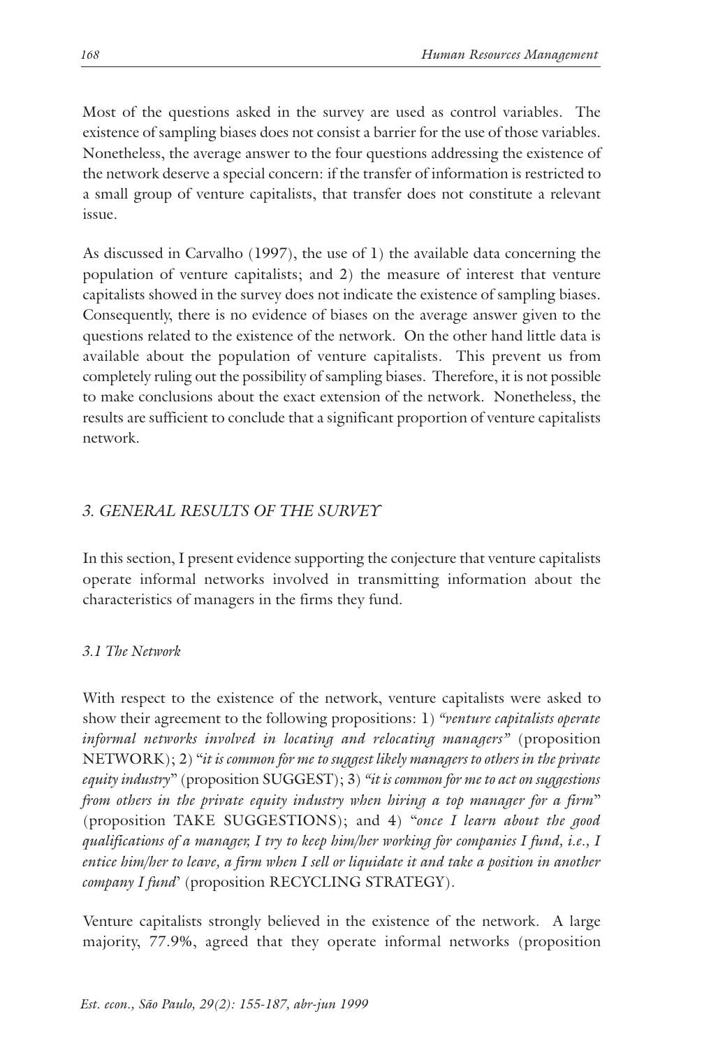Most of the questions asked in the survey are used as control variables. The existence of sampling biases does not consist a barrier for the use of those variables. Nonetheless, the average answer to the four questions addressing the existence of the network deserve a special concern: if the transfer of information is restricted to a small group of venture capitalists, that transfer does not constitute a relevant issue.

As discussed in Carvalho (1997), the use of 1) the available data concerning the population of venture capitalists; and 2) the measure of interest that venture capitalists showed in the survey does not indicate the existence of sampling biases. Consequently, there is no evidence of biases on the average answer given to the questions related to the existence of the network. On the other hand little data is available about the population of venture capitalists. This prevent us from completely ruling out the possibility of sampling biases. Therefore, it is not possible to make conclusions about the exact extension of the network. Nonetheless, the results are sufficient to conclude that a significant proportion of venture capitalists network.

## *3. GENERAL RESULTS OF THE SURVEY*

In this section, I present evidence supporting the conjecture that venture capitalists operate informal networks involved in transmitting information about the characteristics of managers in the firms they fund.

### *3.1 The Network*

With respect to the existence of the network, venture capitalists were asked to show their agreement to the following propositions: 1) *"venture capitalists operate informal networks involved in locating and relocating managers"* (proposition NETWORK); 2) "*it is common for me to suggest likely managers to others in the private equity industry*" (proposition SUGGEST); 3) *"it is common for me to act on suggestions from others in the private equity industry when hiring a top manager for a firm*" (proposition TAKE SUGGESTIONS); and 4) "*once I learn about the good qualifications of a manager, I try to keep him/her working for companies I fund, i.e., I entice him/her to leave, a firm when I sell or liquidate it and take a position in another company I fund*" (proposition RECYCLING STRATEGY).

Venture capitalists strongly believed in the existence of the network. A large majority, 77.9%, agreed that they operate informal networks (proposition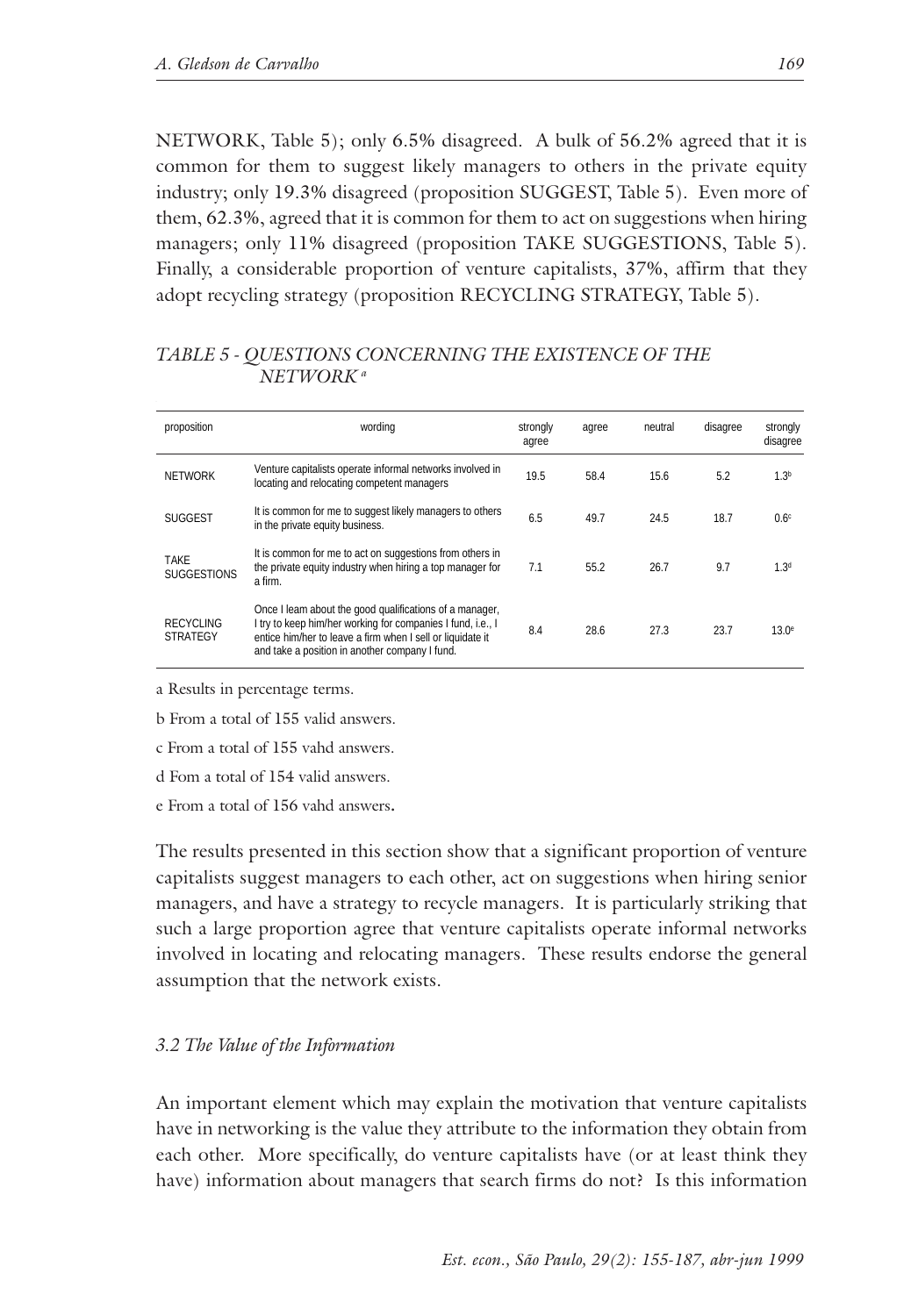NETWORK, Table 5); only 6.5% disagreed. A bulk of 56.2% agreed that it is common for them to suggest likely managers to others in the private equity industry; only 19.3% disagreed (proposition SUGGEST, Table 5). Even more of them, 62.3%, agreed that it is common for them to act on suggestions when hiring managers; only 11% disagreed (proposition TAKE SUGGESTIONS, Table 5). Finally, a considerable proportion of venture capitalists, 37%, affirm that they adopt recycling strategy (proposition RECYCLING STRATEGY, Table 5).

*TABLE 5 - QUESTIONS CONCERNING THE EXISTENCE OF THE NETWORK* [a]

| proposition | wording | strongly agree | agree | neutral | disagree | strongly disagree |
|---|---|---|---|---|---|---|
| NETWORK | Venture capitalists operate informal networks involved in locating and relocating competent managers | 19.5 | 58.4 | 15.6 | 5.2 | 1.3[b] |
| SUGGEST | It is common for me to suggest likely managers to others in the private equity business. | 6.5 | 49.7 | 24.5 | 18.7 | 0.6[c] |
| TAKE SUGGESTIONS | It is common for me to act on suggestions from others in the private equity industry when hiring a top manager for a firm. | 7.1 | 55.2 | 26.7 | 9.7 | 1.3[d] |
| RECYCLING STRATEGY | Once I leam about the good qualifications of a manager, I try to keep him/her working for companies I fund, i.e., I entice him/her to leave a firm when I sell or liquidate it and take a position in another company I fund. | 8.4 | 28.6 | 27.3 | 23.7 | 13.0[e] |

a Results in percentage terms.

b From a total of 155 valid answers.

c From a total of 155 vahd answers.

d Fom a total of 154 valid answers.

e From a total of 156 vahd answers.

The results presented in this section show that a significant proportion of venture capitalists suggest managers to each other, act on suggestions when hiring senior managers, and have a strategy to recycle managers. It is particularly striking that such a large proportion agree that venture capitalists operate informal networks involved in locating and relocating managers. These results endorse the general assumption that the network exists.

### *3.2 The Value of the Information*

An important element which may explain the motivation that venture capitalists have in networking is the value they attribute to the information they obtain from each other. More specifically, do venture capitalists have (or at least think they have) information about managers that search firms do not? Is this information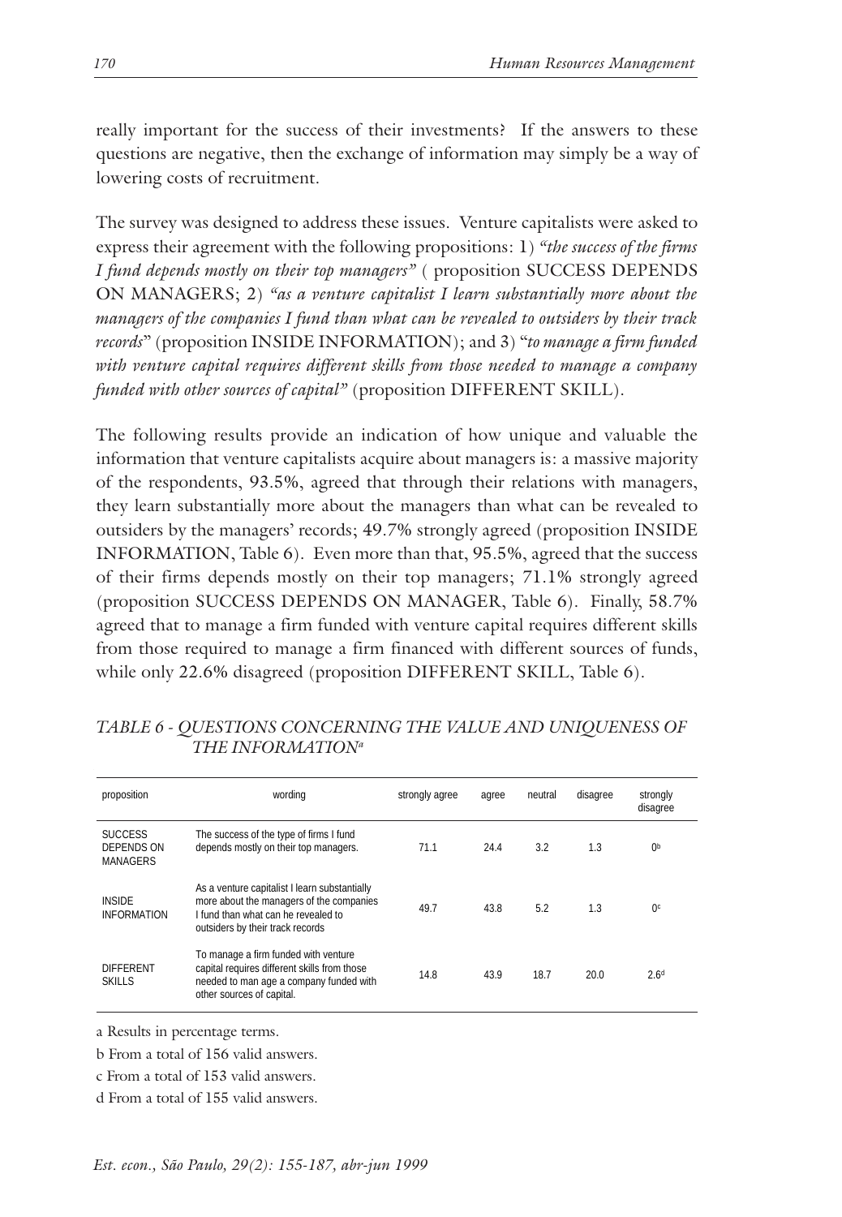really important for the success of their investments? If the answers to these questions are negative, then the exchange of information may simply be a way of lowering costs of recruitment.

The survey was designed to address these issues. Venture capitalists were asked to express their agreement with the following propositions: 1) *"the success of the firms I fund depends mostly on their top managers"* ( proposition SUCCESS DEPENDS ON MANAGERS; 2) *"as a venture capitalist I learn substantially more about the managers of the companies I fund than what can be revealed to outsiders by their track records*" (proposition INSIDE INFORMATION); and 3) "*to manage a firm funded with venture capital requires different skills from those needed to manage a company funded with other sources of capital"* (proposition DIFFERENT SKILL).

The following results provide an indication of how unique and valuable the information that venture capitalists acquire about managers is: a massive majority of the respondents, 93.5%, agreed that through their relations with managers, they learn substantially more about the managers than what can be revealed to outsiders by the managers' records; 49.7% strongly agreed (proposition INSIDE INFORMATION, Table 6). Even more than that, 95.5%, agreed that the success of their firms depends mostly on their top managers; 71.1% strongly agreed (proposition SUCCESS DEPENDS ON MANAGER, Table 6). Finally, 58.7% agreed that to manage a firm funded with venture capital requires different skills from those required to manage a firm financed with different sources of funds, while only 22.6% disagreed (proposition DIFFERENT SKILL, Table 6).

*TABLE 6 - QUESTIONS CONCERNING THE VALUE AND UNIQUENESS OF THE INFORMATION*[a]

| proposition | wording | strongly agree | agree | neutral | disagree | strongly disagree |
|---|---|---|---|---|---|---|
| SUCCESS DEPENDS ON MANAGERS | The success of the type of firms I fund depends mostly on their top managers. | 71.1 | 24.4 | 3.2 | 1.3 | 0[b] |
| INSIDE INFORMATION | As a venture capitalist I learn substantially more about the managers of the companies I fund than what can he revealed to outsiders by their track records | 49.7 | 43.8 | 5.2 | 1.3 | 0[c] |
| DIFFERENT SKILLS | To manage a firm funded with venture capital requires different skills from those needed to man age a company funded with other sources of capital. | 14.8 | 43.9 | 18.7 | 20.0 | 2.6[d] |

a Results in percentage terms.

b From a total of 156 valid answers.

c From a total of 153 valid answers.

d From a total of 155 valid answers.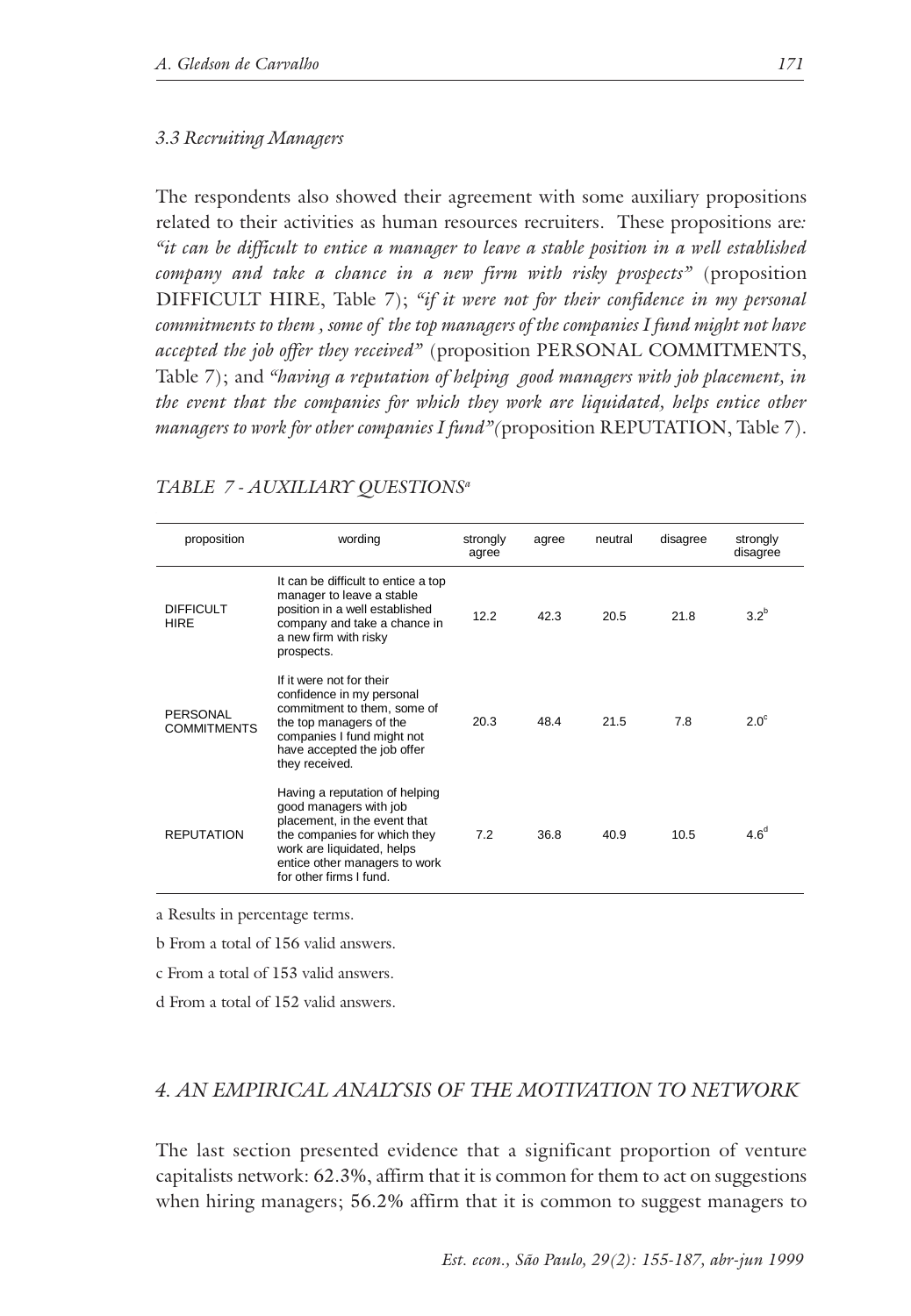### *3.3 Recruiting Managers*

The respondents also showed their agreement with some auxiliary propositions related to their activities as human resources recruiters. These propositions are: *"it can be difficult to entice a manager to leave a stable position in a well established company and take a chance in a new firm with risky prospects"* (proposition DIFFICULT HIRE, Table 7); *"if it were not for their confidence in my personal commitments to them , some of the top managers of the companies I fund might not have accepted the job offer they received"* (proposition PERSONAL COMMITMENTS, Table 7); and *"having a reputation of helping good managers with job placement, in the event that the companies for which they work are liquidated, helps entice other managers to work for other companies I fund"* (proposition REPUTATION, Table 7).

*TABLE 7 - AUXILIARY QUESTIONS[a]*

| proposition | wording | strongly agree | agree | neutral | disagree | strongly disagree |
|---|---|---|---|---|---|---|
| DIFFICULT HIRE | It can be difficult to entice a top manager to leave a stable position in a well established company and take a chance in a new firm with risky prospects. | 12.2 | 42.3 | 20.5 | 21.8 | 3.2[b] |
| PERSONAL COMMITMENTS | If it were not for their confidence in my personal commitment to them, some of the top managers of the companies I fund might not have accepted the job offer they received. | 20.3 | 48.4 | 21.5 | 7.8 | 2.0[c] |
| REPUTATION | Having a reputation of helping good managers with job placement, in the event that the companies for which they work are liquidated, helps entice other managers to work for other firms I fund. | 7.2 | 36.8 | 40.9 | 10.5 | 4.6[d] |

a Results in percentage terms.

b From a total of 156 valid answers.

c From a total of 153 valid answers.

d From a total of 152 valid answers.

## *4. AN EMPIRICAL ANALYSIS OF THE MOTIVATION TO NETWORK*

The last section presented evidence that a significant proportion of venture capitalists network: 62.3%, affirm that it is common for them to act on suggestions when hiring managers; 56.2% affirm that it is common to suggest managers to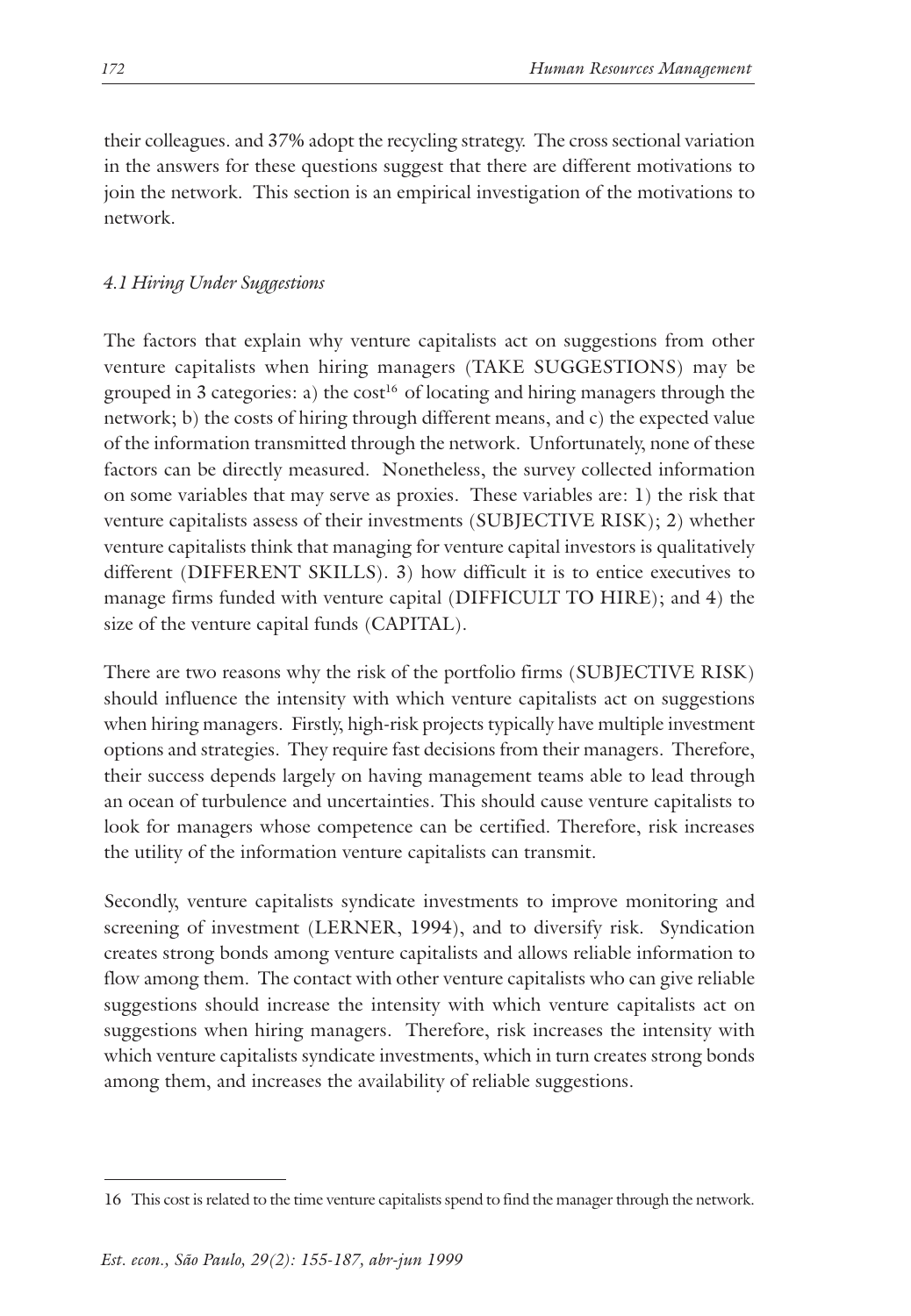their colleagues. and 37% adopt the recycling strategy. The cross sectional variation in the answers for these questions suggest that there are different motivations to join the network. This section is an empirical investigation of the motivations to network.

### *4.1 Hiring Under Suggestions*

The factors that explain why venture capitalists act on suggestions from other venture capitalists when hiring managers (TAKE SUGGESTIONS) may be grouped in 3 categories: a) the cost[16] of locating and hiring managers through the network; b) the costs of hiring through different means, and c) the expected value of the information transmitted through the network. Unfortunately, none of these factors can be directly measured. Nonetheless, the survey collected information on some variables that may serve as proxies. These variables are: 1) the risk that venture capitalists assess of their investments (SUBJECTIVE RISK); 2) whether venture capitalists think that managing for venture capital investors is qualitatively different (DIFFERENT SKILLS). 3) how difficult it is to entice executives to manage firms funded with venture capital (DIFFICULT TO HIRE); and 4) the size of the venture capital funds (CAPITAL).

There are two reasons why the risk of the portfolio firms (SUBJECTIVE RISK) should influence the intensity with which venture capitalists act on suggestions when hiring managers. Firstly, high-risk projects typically have multiple investment options and strategies. They require fast decisions from their managers. Therefore, their success depends largely on having management teams able to lead through an ocean of turbulence and uncertainties. This should cause venture capitalists to look for managers whose competence can be certified. Therefore, risk increases the utility of the information venture capitalists can transmit.

Secondly, venture capitalists syndicate investments to improve monitoring and screening of investment (LERNER, 1994), and to diversify risk. Syndication creates strong bonds among venture capitalists and allows reliable information to flow among them. The contact with other venture capitalists who can give reliable suggestions should increase the intensity with which venture capitalists act on suggestions when hiring managers. Therefore, risk increases the intensity with which venture capitalists syndicate investments, which in turn creates strong bonds among them, and increases the availability of reliable suggestions.

---

16 This cost is related to the time venture capitalists spend to find the manager through the network.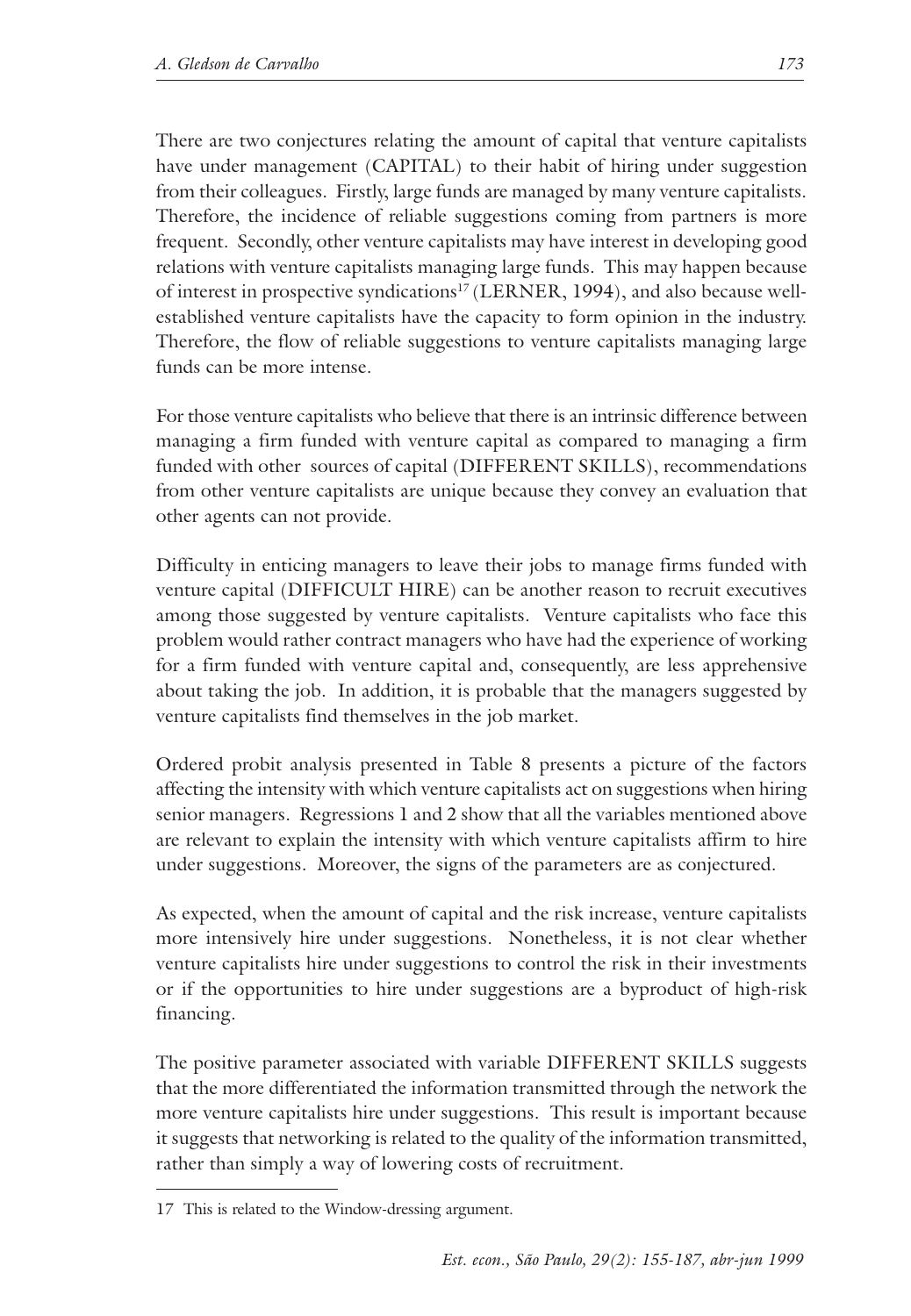There are two conjectures relating the amount of capital that venture capitalists have under management (CAPITAL) to their habit of hiring under suggestion from their colleagues. Firstly, large funds are managed by many venture capitalists. Therefore, the incidence of reliable suggestions coming from partners is more frequent. Secondly, other venture capitalists may have interest in developing good relations with venture capitalists managing large funds. This may happen because of interest in prospective syndications[17] (LERNER, 1994), and also because well-established venture capitalists have the capacity to form opinion in the industry. Therefore, the flow of reliable suggestions to venture capitalists managing large funds can be more intense.

For those venture capitalists who believe that there is an intrinsic difference between managing a firm funded with venture capital as compared to managing a firm funded with other sources of capital (DIFFERENT SKILLS), recommendations from other venture capitalists are unique because they convey an evaluation that other agents can not provide.

Difficulty in enticing managers to leave their jobs to manage firms funded with venture capital (DIFFICULT HIRE) can be another reason to recruit executives among those suggested by venture capitalists. Venture capitalists who face this problem would rather contract managers who have had the experience of working for a firm funded with venture capital and, consequently, are less apprehensive about taking the job. In addition, it is probable that the managers suggested by venture capitalists find themselves in the job market.

Ordered probit analysis presented in Table 8 presents a picture of the factors affecting the intensity with which venture capitalists act on suggestions when hiring senior managers. Regressions 1 and 2 show that all the variables mentioned above are relevant to explain the intensity with which venture capitalists affirm to hire under suggestions. Moreover, the signs of the parameters are as conjectured.

As expected, when the amount of capital and the risk increase, venture capitalists more intensively hire under suggestions. Nonetheless, it is not clear whether venture capitalists hire under suggestions to control the risk in their investments or if the opportunities to hire under suggestions are a byproduct of high-risk financing.

The positive parameter associated with variable DIFFERENT SKILLS suggests that the more differentiated the information transmitted through the network the more venture capitalists hire under suggestions. This result is important because it suggests that networking is related to the quality of the information transmitted, rather than simply a way of lowering costs of recruitment.

[17] This is related to the Window-dressing argument.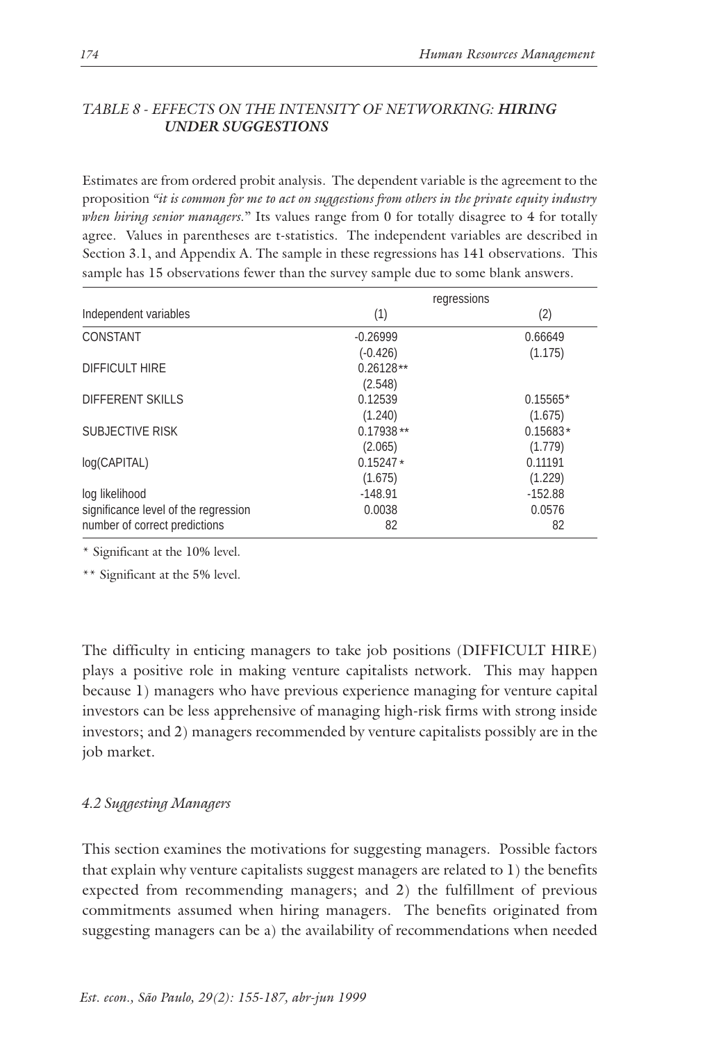### *TABLE 8 - EFFECTS ON THE INTENSITY OF NETWORKING: **HIRING UNDER SUGGESTIONS***

Estimates are from ordered probit analysis. The dependent variable is the agreement to the proposition *"it is common for me to act on suggestions from others in the private equity industry when hiring senior managers.*" Its values range from 0 for totally disagree to 4 for totally agree. Values in parentheses are t-statistics. The independent variables are described in Section 3.1, and Appendix A. The sample in these regressions has 141 observations. This sample has 15 observations fewer than the survey sample due to some blank answers.

| | regressions | |
|---|---|---|
| Independent variables | (1) | (2) |
| CONSTANT | -0.26999 | 0.66649 |
| | (-0.426) | (1.175) |
| DIFFICULT HIRE | 0.26128** | |
| | (2.548) | |
| DIFFERENT SKILLS | 0.12539 | 0.15565* |
| | (1.240) | (1.675) |
| SUBJECTIVE RISK | 0.17938** | 0.15683* |
| | (2.065) | (1.779) |
| log(CAPITAL) | 0.15247* | 0.11191 |
| | (1.675) | (1.229) |
| log likelihood | -148.91 | -152.88 |
| significance level of the regression | 0.0038 | 0.0576 |
| number of correct predictions | 82 | 82 |

\* Significant at the 10% level.

\*\* Significant at the 5% level.

The difficulty in enticing managers to take job positions (DIFFICULT HIRE) plays a positive role in making venture capitalists network. This may happen because 1) managers who have previous experience managing for venture capital investors can be less apprehensive of managing high-risk firms with strong inside investors; and 2) managers recommended by venture capitalists possibly are in the job market.

### *4.2 Suggesting Managers*

This section examines the motivations for suggesting managers. Possible factors that explain why venture capitalists suggest managers are related to 1) the benefits expected from recommending managers; and 2) the fulfillment of previous commitments assumed when hiring managers. The benefits originated from suggesting managers can be a) the availability of recommendations when needed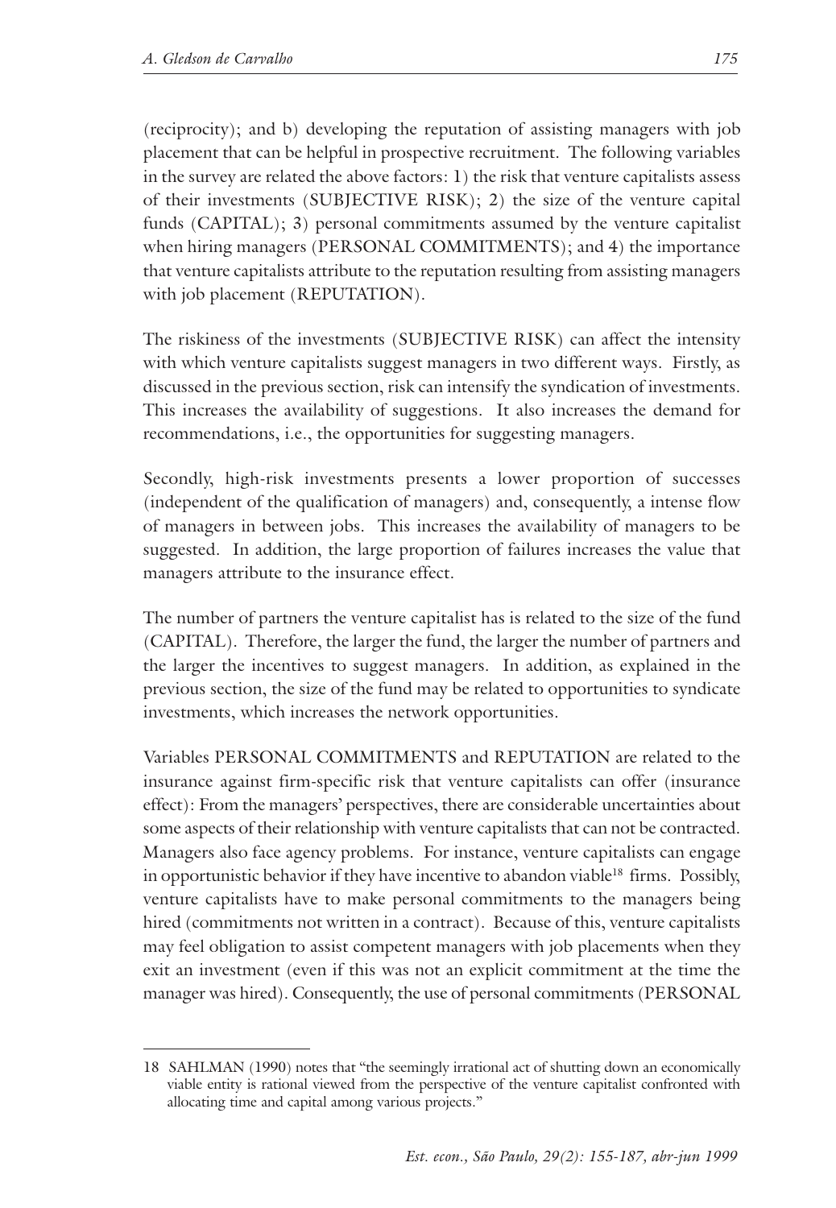(reciprocity); and b) developing the reputation of assisting managers with job placement that can be helpful in prospective recruitment. The following variables in the survey are related the above factors: 1) the risk that venture capitalists assess of their investments (SUBJECTIVE RISK); 2) the size of the venture capital funds (CAPITAL); 3) personal commitments assumed by the venture capitalist when hiring managers (PERSONAL COMMITMENTS); and 4) the importance that venture capitalists attribute to the reputation resulting from assisting managers with job placement (REPUTATION).

The riskiness of the investments (SUBJECTIVE RISK) can affect the intensity with which venture capitalists suggest managers in two different ways. Firstly, as discussed in the previous section, risk can intensify the syndication of investments. This increases the availability of suggestions. It also increases the demand for recommendations, i.e., the opportunities for suggesting managers.

Secondly, high-risk investments presents a lower proportion of successes (independent of the qualification of managers) and, consequently, a intense flow of managers in between jobs. This increases the availability of managers to be suggested. In addition, the large proportion of failures increases the value that managers attribute to the insurance effect.

The number of partners the venture capitalist has is related to the size of the fund (CAPITAL). Therefore, the larger the fund, the larger the number of partners and the larger the incentives to suggest managers. In addition, as explained in the previous section, the size of the fund may be related to opportunities to syndicate investments, which increases the network opportunities.

Variables PERSONAL COMMITMENTS and REPUTATION are related to the insurance against firm-specific risk that venture capitalists can offer (insurance effect): From the managers' perspectives, there are considerable uncertainties about some aspects of their relationship with venture capitalists that can not be contracted. Managers also face agency problems. For instance, venture capitalists can engage in opportunistic behavior if they have incentive to abandon viable[18] firms. Possibly, venture capitalists have to make personal commitments to the managers being hired (commitments not written in a contract). Because of this, venture capitalists may feel obligation to assist competent managers with job placements when they exit an investment (even if this was not an explicit commitment at the time the manager was hired). Consequently, the use of personal commitments (PERSONAL

18 SAHLMAN (1990) notes that "the seemingly irrational act of shutting down an economically viable entity is rational viewed from the perspective of the venture capitalist confronted with allocating time and capital among various projects."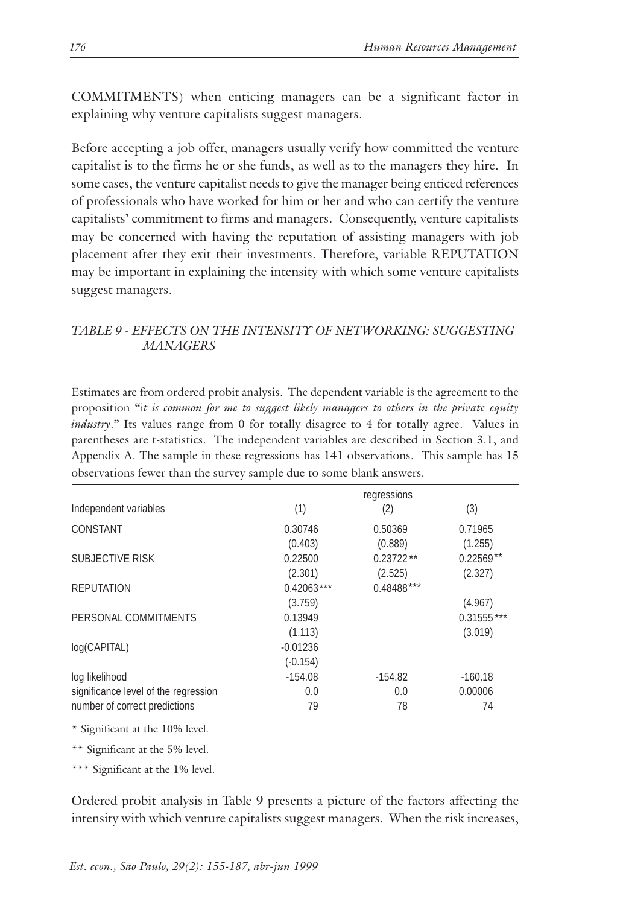COMMITMENTS) when enticing managers can be a significant factor in explaining why venture capitalists suggest managers.

Before accepting a job offer, managers usually verify how committed the venture capitalist is to the firms he or she funds, as well as to the managers they hire. In some cases, the venture capitalist needs to give the manager being enticed references of professionals who have worked for him or her and who can certify the venture capitalists' commitment to firms and managers. Consequently, venture capitalists may be concerned with having the reputation of assisting managers with job placement after they exit their investments. Therefore, variable REPUTATION may be important in explaining the intensity with which some venture capitalists suggest managers.

*TABLE 9 - EFFECTS ON THE INTENSITY OF NETWORKING: SUGGESTING MANAGERS*

Estimates are from ordered probit analysis. The dependent variable is the agreement to the proposition "*it is common for me to suggest likely managers to others in the private equity industry*." Its values range from 0 for totally disagree to 4 for totally agree. Values in parentheses are t-statistics. The independent variables are described in Section 3.1, and Appendix A. The sample in these regressions has 141 observations. This sample has 15 observations fewer than the survey sample due to some blank answers.

| | regressions | | |
|---|---|---|---|
| Independent variables | (1) | (2) | (3) |
| CONSTANT | 0.30746 | 0.50369 | 0.71965 |
| | (0.403) | (0.889) | (1.255) |
| SUBJECTIVE RISK | 0.22500 | 0.23722** | 0.22569** |
| | (2.301) | (2.525) | (2.327) |
| REPUTATION | 0.42063*** | 0.48488*** | |
| | (3.759) | | (4.967) |
| PERSONAL COMMITMENTS | 0.13949 | | 0.31555*** |
| | (1.113) | | (3.019) |
| log(CAPITAL) | -0.01236 | | |
| | (-0.154) | | |
| log likelihood | -154.08 | -154.82 | -160.18 |
| significance level of the regression | 0.0 | 0.0 | 0.00006 |
| number of correct predictions | 79 | 78 | 74 |

\* Significant at the 10% level.

\*\* Significant at the 5% level.

\*\*\* Significant at the 1% level.

Ordered probit analysis in Table 9 presents a picture of the factors affecting the intensity with which venture capitalists suggest managers. When the risk increases,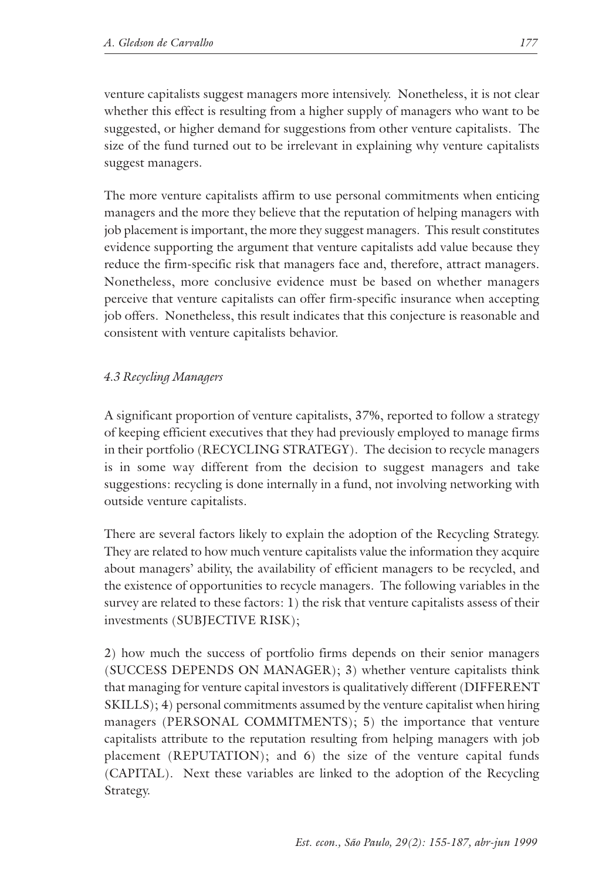venture capitalists suggest managers more intensively. Nonetheless, it is not clear whether this effect is resulting from a higher supply of managers who want to be suggested, or higher demand for suggestions from other venture capitalists. The size of the fund turned out to be irrelevant in explaining why venture capitalists suggest managers.

The more venture capitalists affirm to use personal commitments when enticing managers and the more they believe that the reputation of helping managers with job placement is important, the more they suggest managers. This result constitutes evidence supporting the argument that venture capitalists add value because they reduce the firm-specific risk that managers face and, therefore, attract managers. Nonetheless, more conclusive evidence must be based on whether managers perceive that venture capitalists can offer firm-specific insurance when accepting job offers. Nonetheless, this result indicates that this conjecture is reasonable and consistent with venture capitalists behavior.

### *4.3 Recycling Managers*

A significant proportion of venture capitalists, 37%, reported to follow a strategy of keeping efficient executives that they had previously employed to manage firms in their portfolio (RECYCLING STRATEGY). The decision to recycle managers is in some way different from the decision to suggest managers and take suggestions: recycling is done internally in a fund, not involving networking with outside venture capitalists.

There are several factors likely to explain the adoption of the Recycling Strategy. They are related to how much venture capitalists value the information they acquire about managers' ability, the availability of efficient managers to be recycled, and the existence of opportunities to recycle managers. The following variables in the survey are related to these factors: 1) the risk that venture capitalists assess of their investments (SUBJECTIVE RISK);

2) how much the success of portfolio firms depends on their senior managers (SUCCESS DEPENDS ON MANAGER); 3) whether venture capitalists think that managing for venture capital investors is qualitatively different (DIFFERENT SKILLS); 4) personal commitments assumed by the venture capitalist when hiring managers (PERSONAL COMMITMENTS); 5) the importance that venture capitalists attribute to the reputation resulting from helping managers with job placement (REPUTATION); and 6) the size of the venture capital funds (CAPITAL). Next these variables are linked to the adoption of the Recycling Strategy.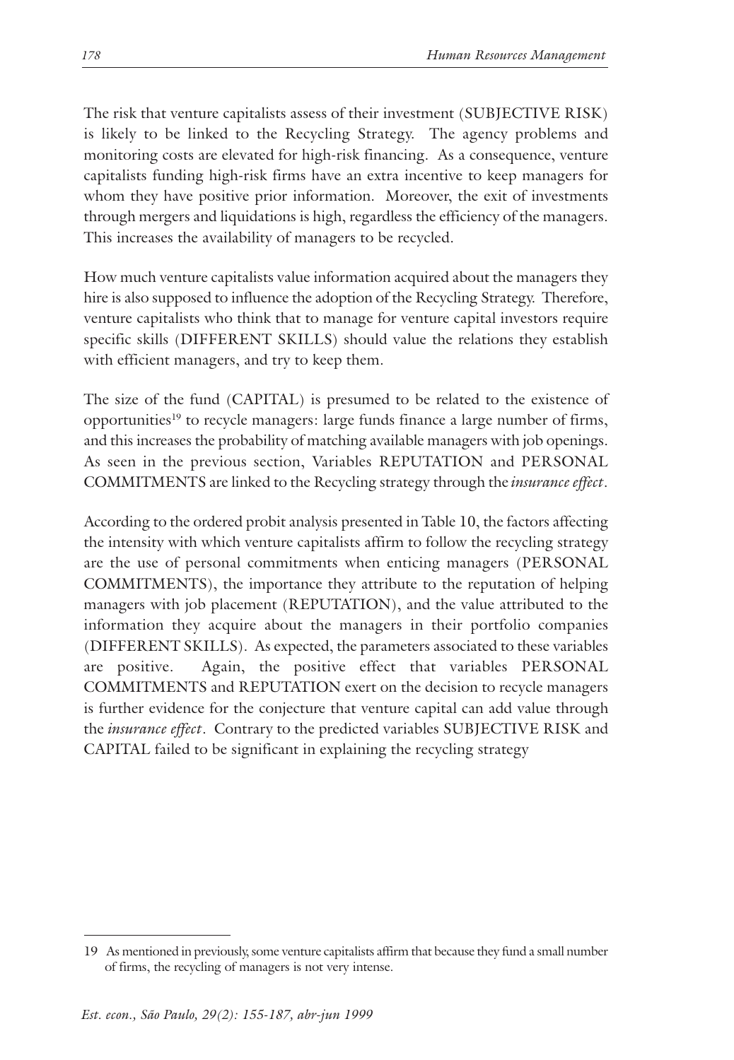The risk that venture capitalists assess of their investment (SUBJECTIVE RISK) is likely to be linked to the Recycling Strategy. The agency problems and monitoring costs are elevated for high-risk financing. As a consequence, venture capitalists funding high-risk firms have an extra incentive to keep managers for whom they have positive prior information. Moreover, the exit of investments through mergers and liquidations is high, regardless the efficiency of the managers. This increases the availability of managers to be recycled.

How much venture capitalists value information acquired about the managers they hire is also supposed to influence the adoption of the Recycling Strategy. Therefore, venture capitalists who think that to manage for venture capital investors require specific skills (DIFFERENT SKILLS) should value the relations they establish with efficient managers, and try to keep them.

The size of the fund (CAPITAL) is presumed to be related to the existence of opportunities[19] to recycle managers: large funds finance a large number of firms, and this increases the probability of matching available managers with job openings. As seen in the previous section, Variables REPUTATION and PERSONAL COMMITMENTS are linked to the Recycling strategy through the *insurance effect*.

According to the ordered probit analysis presented in Table 10, the factors affecting the intensity with which venture capitalists affirm to follow the recycling strategy are the use of personal commitments when enticing managers (PERSONAL COMMITMENTS), the importance they attribute to the reputation of helping managers with job placement (REPUTATION), and the value attributed to the information they acquire about the managers in their portfolio companies (DIFFERENT SKILLS). As expected, the parameters associated to these variables are positive. Again, the positive effect that variables PERSONAL COMMITMENTS and REPUTATION exert on the decision to recycle managers is further evidence for the conjecture that venture capital can add value through the *insurance effect*. Contrary to the predicted variables SUBJECTIVE RISK and CAPITAL failed to be significant in explaining the recycling strategy

---

19 As mentioned in previously, some venture capitalists affirm that because they fund a small number of firms, the recycling of managers is not very intense.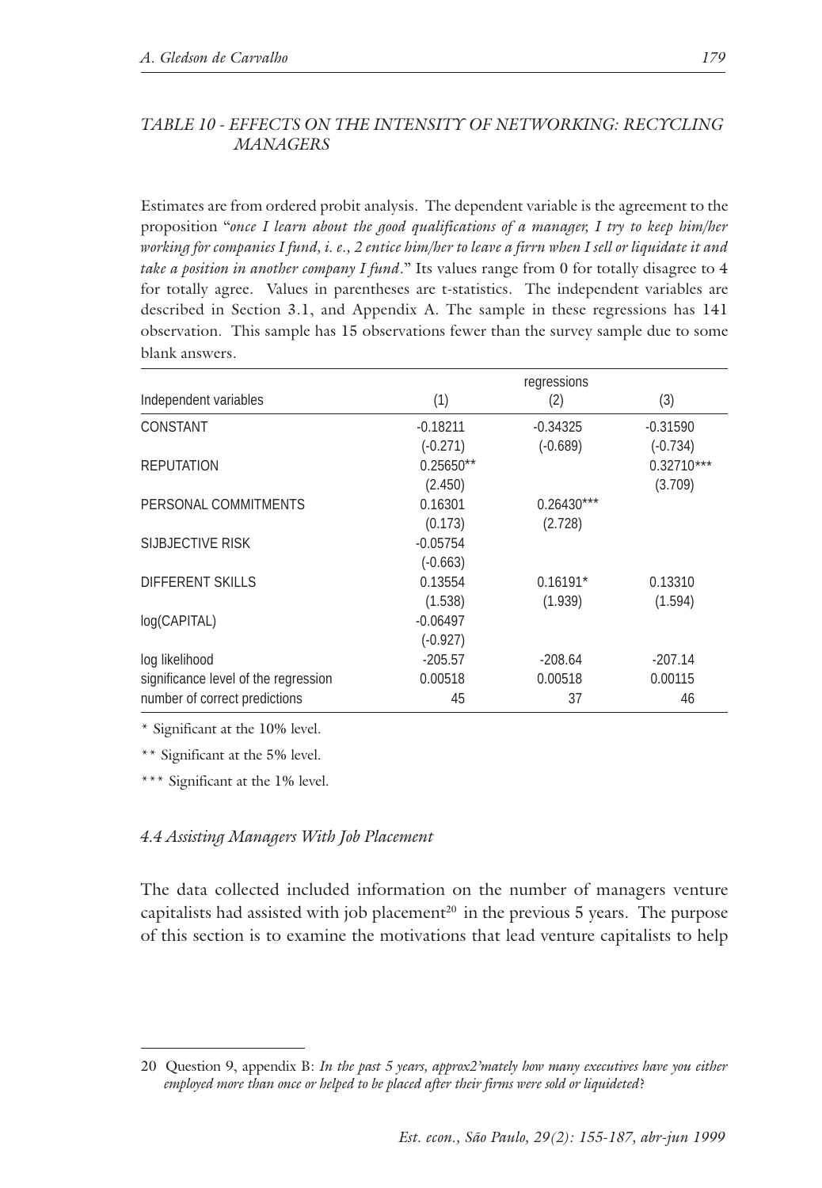## *TABLE 10 - EFFECTS ON THE INTENSITY OF NETWORKING: RECYCLING MANAGERS*

Estimates are from ordered probit analysis. The dependent variable is the agreement to the proposition "*once I learn about the good qualifications of a manager, I try to keep him/her working for companies I fund, i. e., 2 entice him/her to leave a firrn when I sell or liquidate it and take a position in another company I fund*." Its values range from 0 for totally disagree to 4 for totally agree. Values in parentheses are t-statistics. The independent variables are described in Section 3.1, and Appendix A. The sample in these regressions has 141 observation. This sample has 15 observations fewer than the survey sample due to some blank answers.

| | regressions | | |
|---|---|---|---|
| Independent variables | (1) | (2) | (3) |
| CONSTANT | -0.18211 | -0.34325 | -0.31590 |
| | (-0.271) | (-0.689) | (-0.734) |
| REPUTATION | 0.25650** | | 0.32710*** |
| | (2.450) | | (3.709) |
| PERSONAL COMMITMENTS | 0.16301 | 0.26430*** | |
| | (0.173) | (2.728) | |
| SIJBJECTIVE RISK | -0.05754 | | |
| | (-0.663) | | |
| DIFFERENT SKILLS | 0.13554 | 0.16191* | 0.13310 |
| | (1.538) | (1.939) | (1.594) |
| log(CAPITAL) | -0.06497 | | |
| | (-0.927) | | |
| log likelihood | -205.57 | -208.64 | -207.14 |
| significance level of the regression | 0.00518 | 0.00518 | 0.00115 |
| number of correct predictions | 45 | 37 | 46 |

\* Significant at the 10% level.

\*\* Significant at the 5% level.

\*\*\* Significant at the 1% level.

### *4.4 Assisting Managers With Job Placement*

The data collected included information on the number of managers venture capitalists had assisted with job placement[20] in the previous 5 years. The purpose of this section is to examine the motivations that lead venture capitalists to help

20 Question 9, appendix B: *In the past 5 years, approx2'mately how many executives have you either employed more than once or helped to be placed after their firms were sold or liquideted*?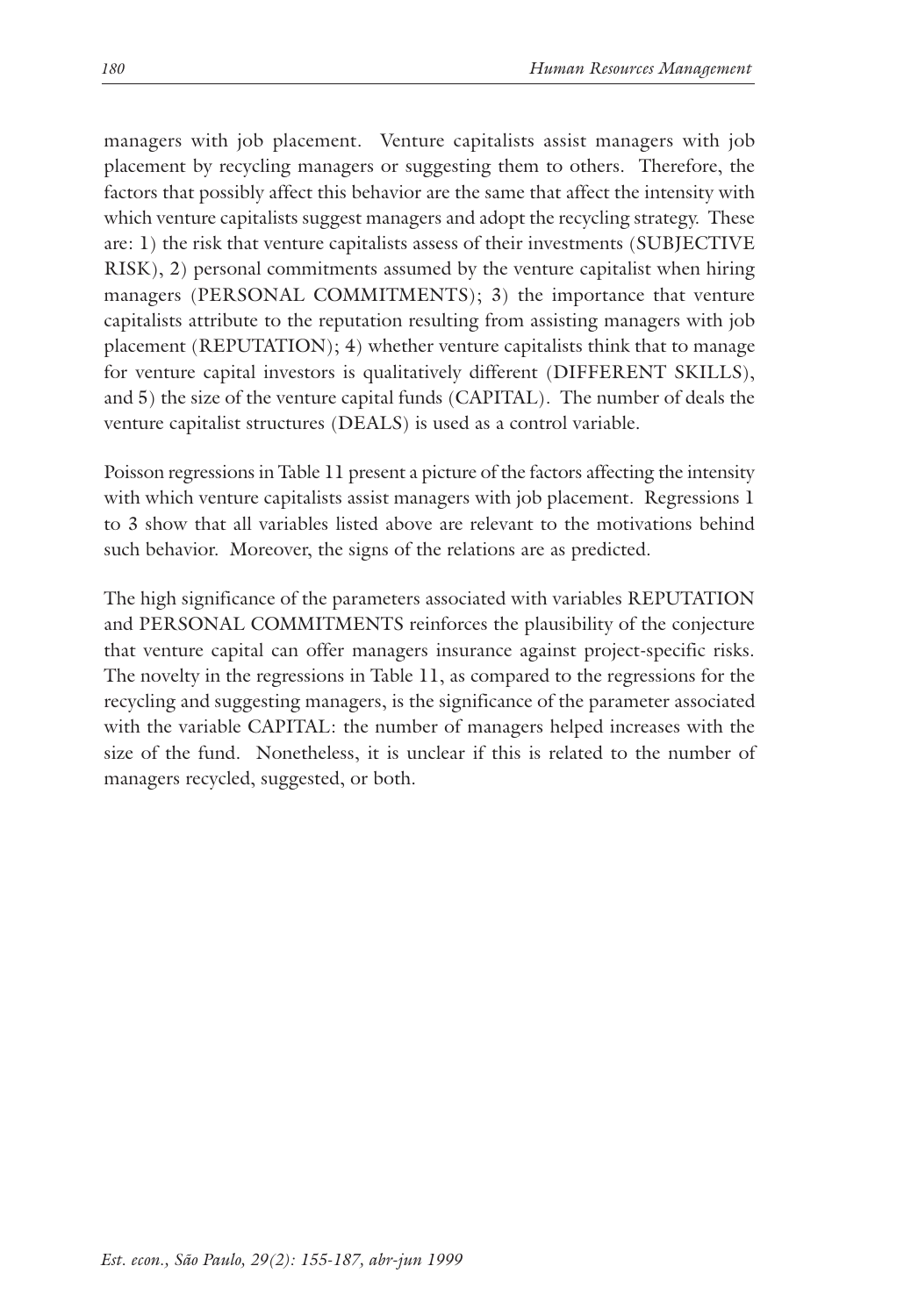managers with job placement. Venture capitalists assist managers with job placement by recycling managers or suggesting them to others. Therefore, the factors that possibly affect this behavior are the same that affect the intensity with which venture capitalists suggest managers and adopt the recycling strategy. These are: 1) the risk that venture capitalists assess of their investments (SUBJECTIVE RISK), 2) personal commitments assumed by the venture capitalist when hiring managers (PERSONAL COMMITMENTS); 3) the importance that venture capitalists attribute to the reputation resulting from assisting managers with job placement (REPUTATION); 4) whether venture capitalists think that to manage for venture capital investors is qualitatively different (DIFFERENT SKILLS), and 5) the size of the venture capital funds (CAPITAL). The number of deals the venture capitalist structures (DEALS) is used as a control variable.

Poisson regressions in Table 11 present a picture of the factors affecting the intensity with which venture capitalists assist managers with job placement. Regressions 1 to 3 show that all variables listed above are relevant to the motivations behind such behavior. Moreover, the signs of the relations are as predicted.

The high significance of the parameters associated with variables REPUTATION and PERSONAL COMMITMENTS reinforces the plausibility of the conjecture that venture capital can offer managers insurance against project-specific risks. The novelty in the regressions in Table 11, as compared to the regressions for the recycling and suggesting managers, is the significance of the parameter associated with the variable CAPITAL: the number of managers helped increases with the size of the fund. Nonetheless, it is unclear if this is related to the number of managers recycled, suggested, or both.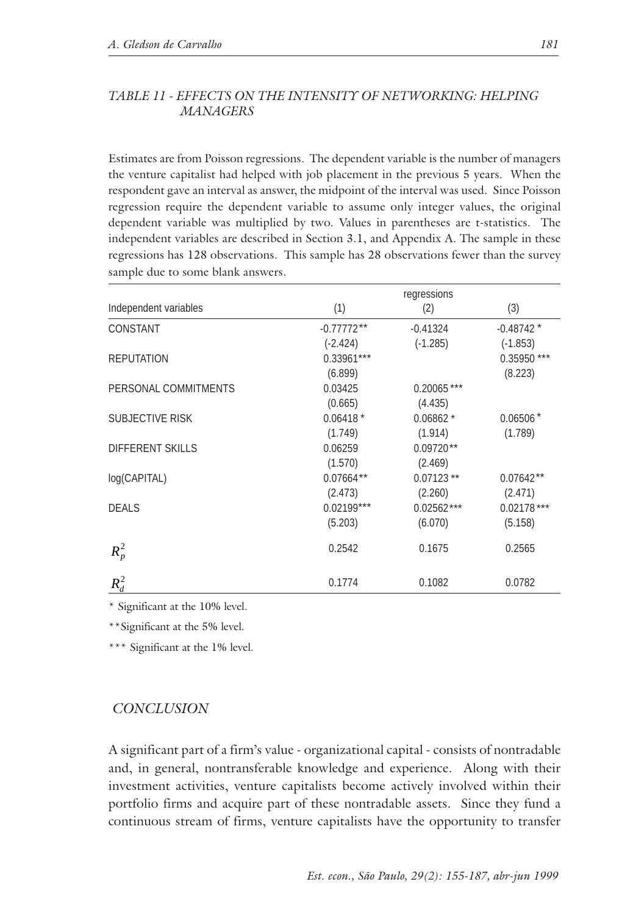*TABLE 11 - EFFECTS ON THE INTENSITY OF NETWORKING: HELPING MANAGERS*

Estimates are from Poisson regressions. The dependent variable is the number of managers the venture capitalist had helped with job placement in the previous 5 years. When the respondent gave an interval as answer, the midpoint of the interval was used. Since Poisson regression require the dependent variable to assume only integer values, the original dependent variable was multiplied by two. Values in parentheses are t-statistics. The independent variables are described in Section 3.1, and Appendix A. The sample in these regressions has 128 observations. This sample has 28 observations fewer than the survey sample due to some blank answers.

| | regressions | | |
|---|---|---|---|
| Independent variables | (1) | (2) | (3) |
| CONSTANT | -0.77772** | -0.41324 | -0.48742 * |
| | (-2.424) | (-1.285) | (-1.853) |
| REPUTATION | 0.33961*** | | 0.35950 *** |
| | (6.899) | | (8.223) |
| PERSONAL COMMITMENTS | 0.03425 | 0.20065 *** | |
| | (0.665) | (4.435) | |
| SUBJECTIVE RISK | 0.06418 * | 0.06862 * | 0.06506 * |
| | (1.749) | (1.914) | (1.789) |
| DIFFERENT SKILLS | 0.06259 | 0.09720** | |
| | (1.570) | (2.469) | |
| log(CAPITAL) | 0.07664** | 0.07123 ** | 0.07642** |
| | (2.473) | (2.260) | (2.471) |
| DEALS | 0.02199*** | 0.02562*** | 0.02178 *** |
| | (5.203) | (6.070) | (5.158) |
| $R_p^2$ | 0.2542 | 0.1675 | 0.2565 |
| $R_d^2$ | 0.1774 | 0.1082 | 0.0782 |

\* Significant at the 10% level.

** Significant at the 5% level.

*** Significant at the 1% level.

## *CONCLUSION*

A significant part of a firm's value - organizational capital - consists of nontradable and, in general, nontransferable knowledge and experience. Along with their investment activities, venture capitalists become actively involved within their portfolio firms and acquire part of these nontradable assets. Since they fund a continuous stream of firms, venture capitalists have the opportunity to transfer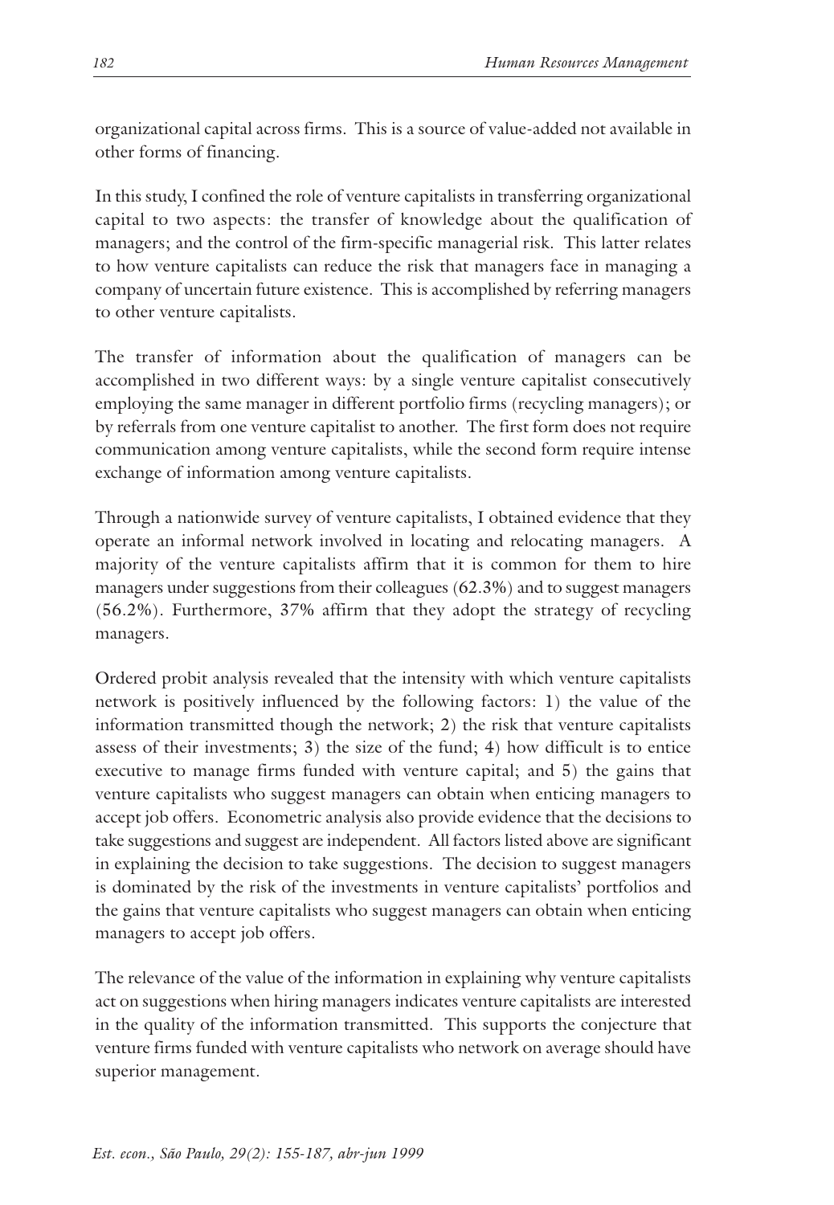organizational capital across firms. This is a source of value-added not available in other forms of financing.

In this study, I confined the role of venture capitalists in transferring organizational capital to two aspects: the transfer of knowledge about the qualification of managers; and the control of the firm-specific managerial risk. This latter relates to how venture capitalists can reduce the risk that managers face in managing a company of uncertain future existence. This is accomplished by referring managers to other venture capitalists.

The transfer of information about the qualification of managers can be accomplished in two different ways: by a single venture capitalist consecutively employing the same manager in different portfolio firms (recycling managers); or by referrals from one venture capitalist to another. The first form does not require communication among venture capitalists, while the second form require intense exchange of information among venture capitalists.

Through a nationwide survey of venture capitalists, I obtained evidence that they operate an informal network involved in locating and relocating managers. A majority of the venture capitalists affirm that it is common for them to hire managers under suggestions from their colleagues (62.3%) and to suggest managers (56.2%). Furthermore, 37% affirm that they adopt the strategy of recycling managers.

Ordered probit analysis revealed that the intensity with which venture capitalists network is positively influenced by the following factors: 1) the value of the information transmitted though the network; 2) the risk that venture capitalists assess of their investments; 3) the size of the fund; 4) how difficult is to entice executive to manage firms funded with venture capital; and 5) the gains that venture capitalists who suggest managers can obtain when enticing managers to accept job offers. Econometric analysis also provide evidence that the decisions to take suggestions and suggest are independent. All factors listed above are significant in explaining the decision to take suggestions. The decision to suggest managers is dominated by the risk of the investments in venture capitalists' portfolios and the gains that venture capitalists who suggest managers can obtain when enticing managers to accept job offers.

The relevance of the value of the information in explaining why venture capitalists act on suggestions when hiring managers indicates venture capitalists are interested in the quality of the information transmitted. This supports the conjecture that venture firms funded with venture capitalists who network on average should have superior management.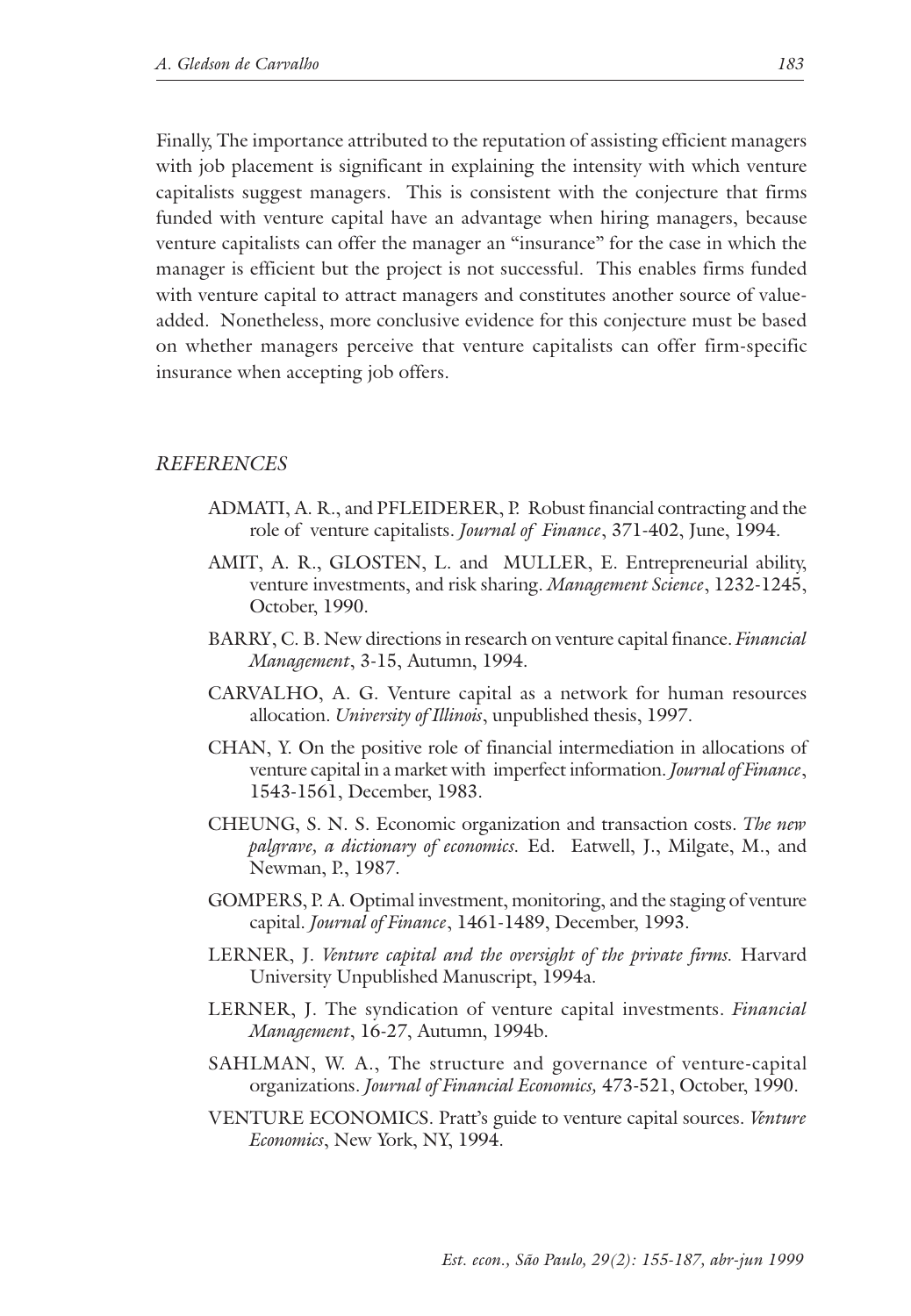Finally, The importance attributed to the reputation of assisting efficient managers with job placement is significant in explaining the intensity with which venture capitalists suggest managers. This is consistent with the conjecture that firms funded with venture capital have an advantage when hiring managers, because venture capitalists can offer the manager an "insurance" for the case in which the manager is efficient but the project is not successful. This enables firms funded with venture capital to attract managers and constitutes another source of value-added. Nonetheless, more conclusive evidence for this conjecture must be based on whether managers perceive that venture capitalists can offer firm-specific insurance when accepting job offers.

## *REFERENCES*

ADMATI, A. R., and PFLEIDERER, P. Robust financial contracting and the role of venture capitalists. *Journal of Finance*, 371-402, June, 1994.

AMIT, A. R., GLOSTEN, L. and MULLER, E. Entrepreneurial ability, venture investments, and risk sharing. *Management Science*, 1232-1245, October, 1990.

BARRY, C. B. New directions in research on venture capital finance. *Financial Management*, 3-15, Autumn, 1994.

CARVALHO, A. G. Venture capital as a network for human resources allocation. *University of Illinois*, unpublished thesis, 1997.

CHAN, Y. On the positive role of financial intermediation in allocations of venture capital in a market with imperfect information. *Journal of Finance*, 1543-1561, December, 1983.

CHEUNG, S. N. S. Economic organization and transaction costs. *The new palgrave, a dictionary of economics*. Ed. Eatwell, J., Milgate, M., and Newman, P., 1987.

GOMPERS, P. A. Optimal investment, monitoring, and the staging of venture capital. *Journal of Finance*, 1461-1489, December, 1993.

LERNER, J. *Venture capital and the oversight of the private firms.* Harvard University Unpublished Manuscript, 1994a.

LERNER, J. The syndication of venture capital investments. *Financial Management*, 16-27, Autumn, 1994b.

SAHLMAN, W. A., The structure and governance of venture-capital organizations. *Journal of Financial Economics,* 473-521, October, 1990.

VENTURE ECONOMICS. Pratt's guide to venture capital sources. *Venture Economics*, New York, NY, 1994.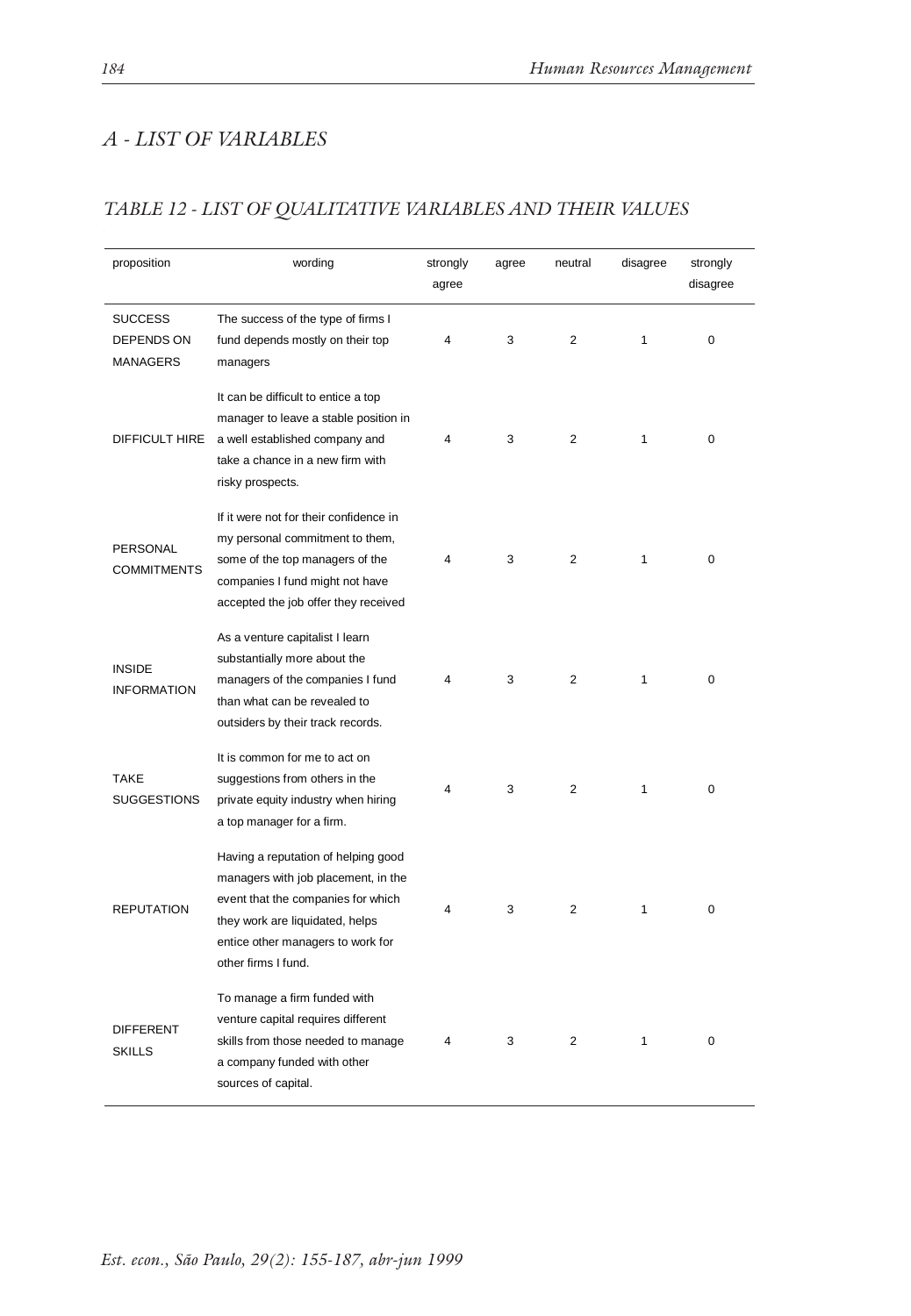## *A - LIST OF VARIABLES*

### *TABLE 12 - LIST OF QUALITATIVE VARIABLES AND THEIR VALUES*

| proposition | wording | strongly agree | agree | neutral | disagree | strongly disagree |
|---|---|---|---|---|---|---|
| SUCCESS DEPENDS ON MANAGERS | The success of the type of firms I fund depends mostly on their top managers | 4 | 3 | 2 | 1 | 0 |
| DIFFICULT HIRE | It can be difficult to entice a top manager to leave a stable position in a well established company and take a chance in a new firm with risky prospects. | 4 | 3 | 2 | 1 | 0 |
| PERSONAL COMMITMENTS | If it were not for their confidence in my personal commitment to them, some of the top managers of the companies I fund might not have accepted the job offer they received | 4 | 3 | 2 | 1 | 0 |
| INSIDE INFORMATION | As a venture capitalist I learn substantially more about the managers of the companies I fund than what can be revealed to outsiders by their track records. | 4 | 3 | 2 | 1 | 0 |
| TAKE SUGGESTIONS | It is common for me to act on suggestions from others in the private equity industry when hiring a top manager for a firm. | 4 | 3 | 2 | 1 | 0 |
| REPUTATION | Having a reputation of helping good managers with job placement, in the event that the companies for which they work are liquidated, helps entice other managers to work for other firms I fund. | 4 | 3 | 2 | 1 | 0 |
| DIFFERENT SKILLS | To manage a firm funded with venture capital requires different skills from those needed to manage a company funded with other sources of capital. | 4 | 3 | 2 | 1 | 0 |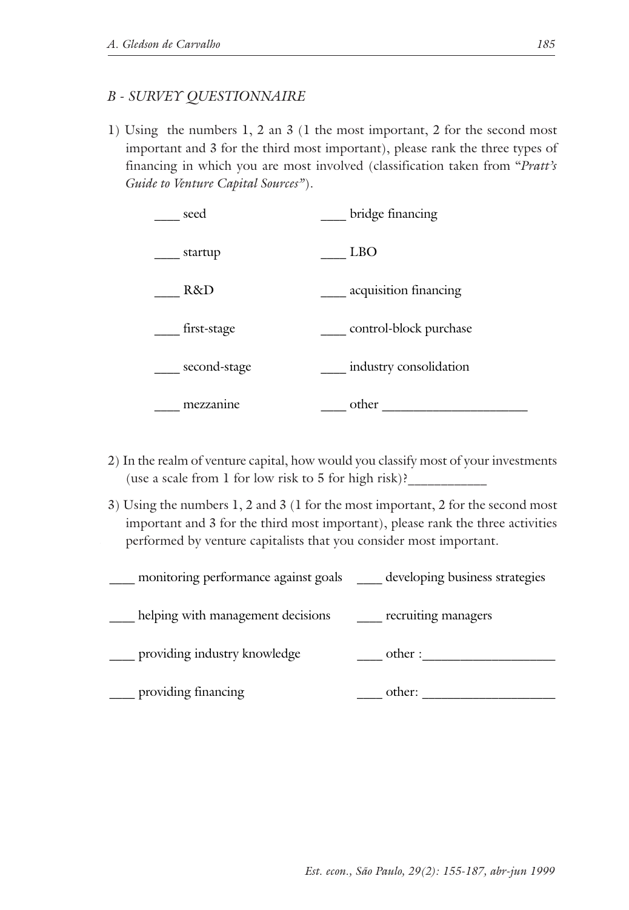## *B - SURVEY QUESTIONNAIRE*

1) Using the numbers 1, 2 an 3 (1 the most important, 2 for the second most important and 3 for the third most important), please rank the three types of financing in which you are most involved (classification taken from "*Pratt's Guide to Venture Capital Sources*").

| | |
|---|---|
| ____ seed | ____ bridge financing |
| ____ startup | ____ LBO |
| ____ R&D | ____ acquisition financing |
| ____ first-stage | ____ control-block purchase |
| ____ second-stage | ____ industry consolidation |
| ____ mezzanine | ____ other ____________________ |

2) In the realm of venture capital, how would you classify most of your investments (use a scale from 1 for low risk to 5 for high risk)?__________

3) Using the numbers 1, 2 and 3 (1 for the most important, 2 for the second most important and 3 for the third most important), please rank the three activities performed by venture capitalists that you consider most important.

| | |
|---|---|
| ____ monitoring performance against goals | ____ developing business strategies |
| ____ helping with management decisions | ____ recruiting managers |
| ____ providing industry knowledge | ____ other :__________________ |
| ____ providing financing | ____ other: __________________ |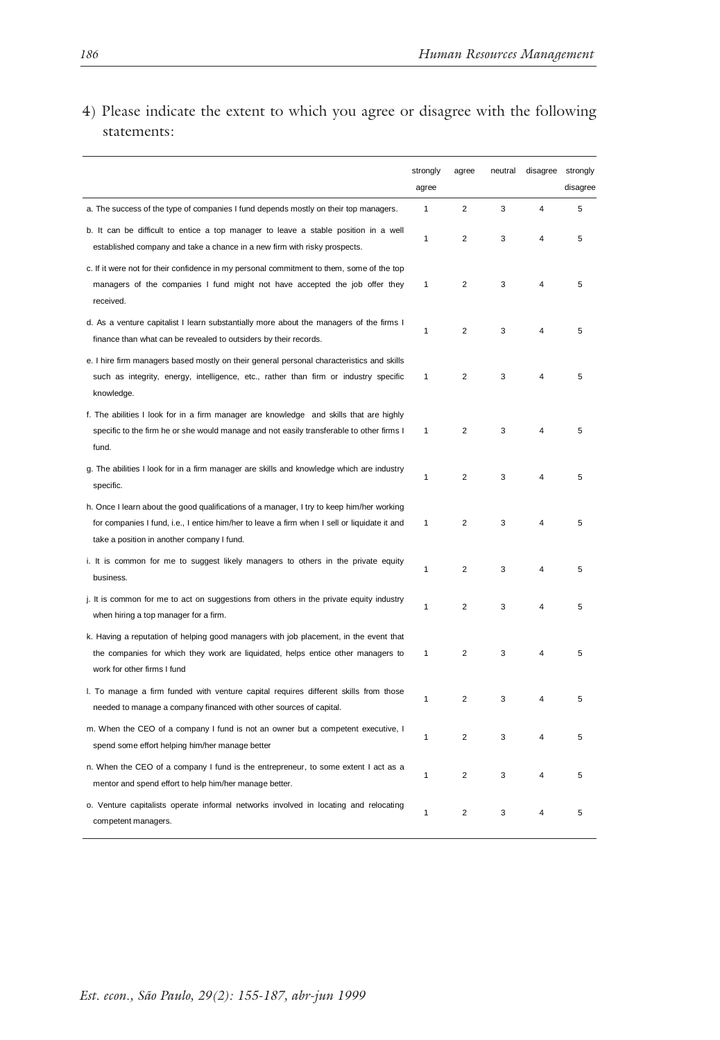4) Please indicate the extent to which you agree or disagree with the following statements:

| | strongly agree | agree | neutral | disagree | strongly disagree |
|---|---|---|---|---|---|
| a. The success of the type of companies I fund depends mostly on their top managers. | 1 | 2 | 3 | 4 | 5 |
| b. It can be difficult to entice a top manager to leave a stable position in a well established company and take a chance in a new firm with risky prospects. | 1 | 2 | 3 | 4 | 5 |
| c. If it were not for their confidence in my personal commitment to them, some of the top managers of the companies I fund might not have accepted the job offer they received. | 1 | 2 | 3 | 4 | 5 |
| d. As a venture capitalist I learn substantially more about the managers of the firms I finance than what can be revealed to outsiders by their records. | 1 | 2 | 3 | 4 | 5 |
| e. I hire firm managers based mostly on their general personal characteristics and skills such as integrity, energy, intelligence, etc., rather than firm or industry specific knowledge. | 1 | 2 | 3 | 4 | 5 |
| f. The abilities I look for in a firm manager are knowledge and skills that are highly specific to the firm he or she would manage and not easily transferable to other firms I fund. | 1 | 2 | 3 | 4 | 5 |
| g. The abilities I look for in a firm manager are skills and knowledge which are industry specific. | 1 | 2 | 3 | 4 | 5 |
| h. Once I learn about the good qualifications of a manager, I try to keep him/her working for companies I fund, i.e., I entice him/her to leave a firm when I sell or liquidate it and take a position in another company I fund. | 1 | 2 | 3 | 4 | 5 |
| i. It is common for me to suggest likely managers to others in the private equity business. | 1 | 2 | 3 | 4 | 5 |
| j. It is common for me to act on suggestions from others in the private equity industry when hiring a top manager for a firm. | 1 | 2 | 3 | 4 | 5 |
| k. Having a reputation of helping good managers with job placement, in the event that the companies for which they work are liquidated, helps entice other managers to work for other firms I fund | 1 | 2 | 3 | 4 | 5 |
| l. To manage a firm funded with venture capital requires different skills from those needed to manage a company financed with other sources of capital. | 1 | 2 | 3 | 4 | 5 |
| m. When the CEO of a company I fund is not an owner but a competent executive, I spend some effort helping him/her manage better | 1 | 2 | 3 | 4 | 5 |
| n. When the CEO of a company I fund is the entrepreneur, to some extent I act as a mentor and spend effort to help him/her manage better. | 1 | 2 | 3 | 4 | 5 |
| o. Venture capitalists operate informal networks involved in locating and relocating competent managers. | 1 | 2 | 3 | 4 | 5 |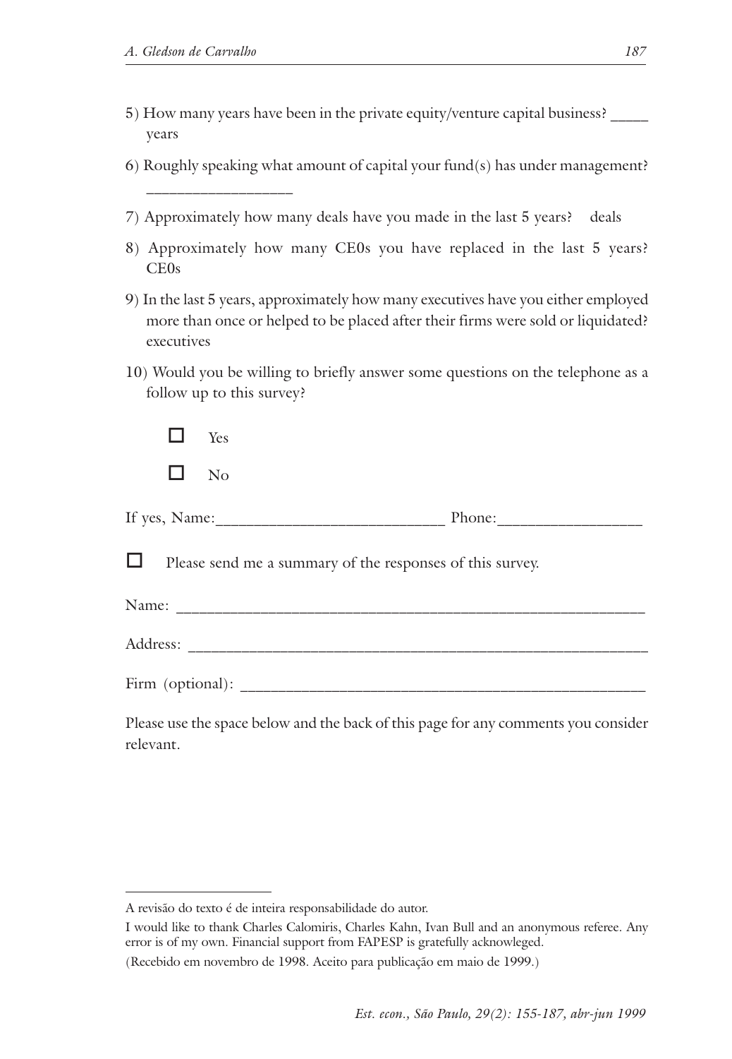5) How many years have been in the private equity/venture capital business? _____ years

6) Roughly speaking what amount of capital your fund(s) has under management? ___________________

7) Approximately how many deals have you made in the last 5 years? deals

8) Approximately how many CE0s you have replaced in the last 5 years? CE0s

9) In the last 5 years, approximately how many executives have you either employed more than once or helped to be placed after their firms were sold or liquidated? executives

10) Would you be willing to briefly answer some questions on the telephone as a follow up to this survey?

☐ Yes

☐ No

If yes, Name:_____________________________ Phone:__________________

☐ Please send me a summary of the responses of this survey.

Name: ___________________________________________________________

Address: _________________________________________________________

Firm (optional): ___________________________________________________

Please use the space below and the back of this page for any comments you consider relevant.

---

A revisão do texto é de inteira responsabilidade do autor.

I would like to thank Charles Calomiris, Charles Kahn, Ivan Bull and an anonymous referee. Any error is of my own. Financial support from FAPESP is gratefully acknowleged.

(Recebido em novembro de 1998. Aceito para publicação em maio de 1999.)